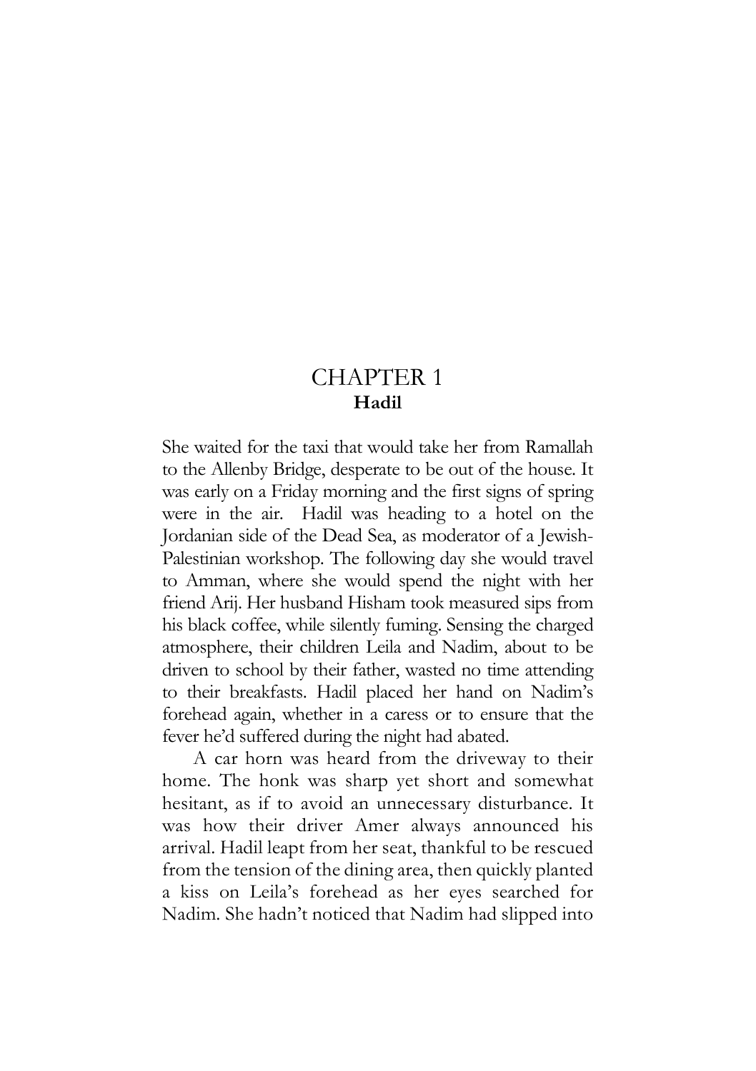# CHAPTER 1
## Hadil

She waited for the taxi that would take her from Ramallah to the Allenby Bridge, desperate to be out of the house. It was early on a Friday morning and the first signs of spring were in the air. Hadil was heading to a hotel on the Jordanian side of the Dead Sea, as moderator of a Jewish-Palestinian workshop. The following day she would travel to Amman, where she would spend the night with her friend Arij. Her husband Hisham took measured sips from his black coffee, while silently fuming. Sensing the charged atmosphere, their children Leila and Nadim, about to be driven to school by their father, wasted no time attending to their breakfasts. Hadil placed her hand on Nadim's forehead again, whether in a caress or to ensure that the fever he'd suffered during the night had abated.

A car horn was heard from the driveway to their home. The honk was sharp yet short and somewhat hesitant, as if to avoid an unnecessary disturbance. It was how their driver Amer always announced his arrival. Hadil leapt from her seat, thankful to be rescued from the tension of the dining area, then quickly planted a kiss on Leila's forehead as her eyes searched for Nadim. She hadn't noticed that Nadim had slipped into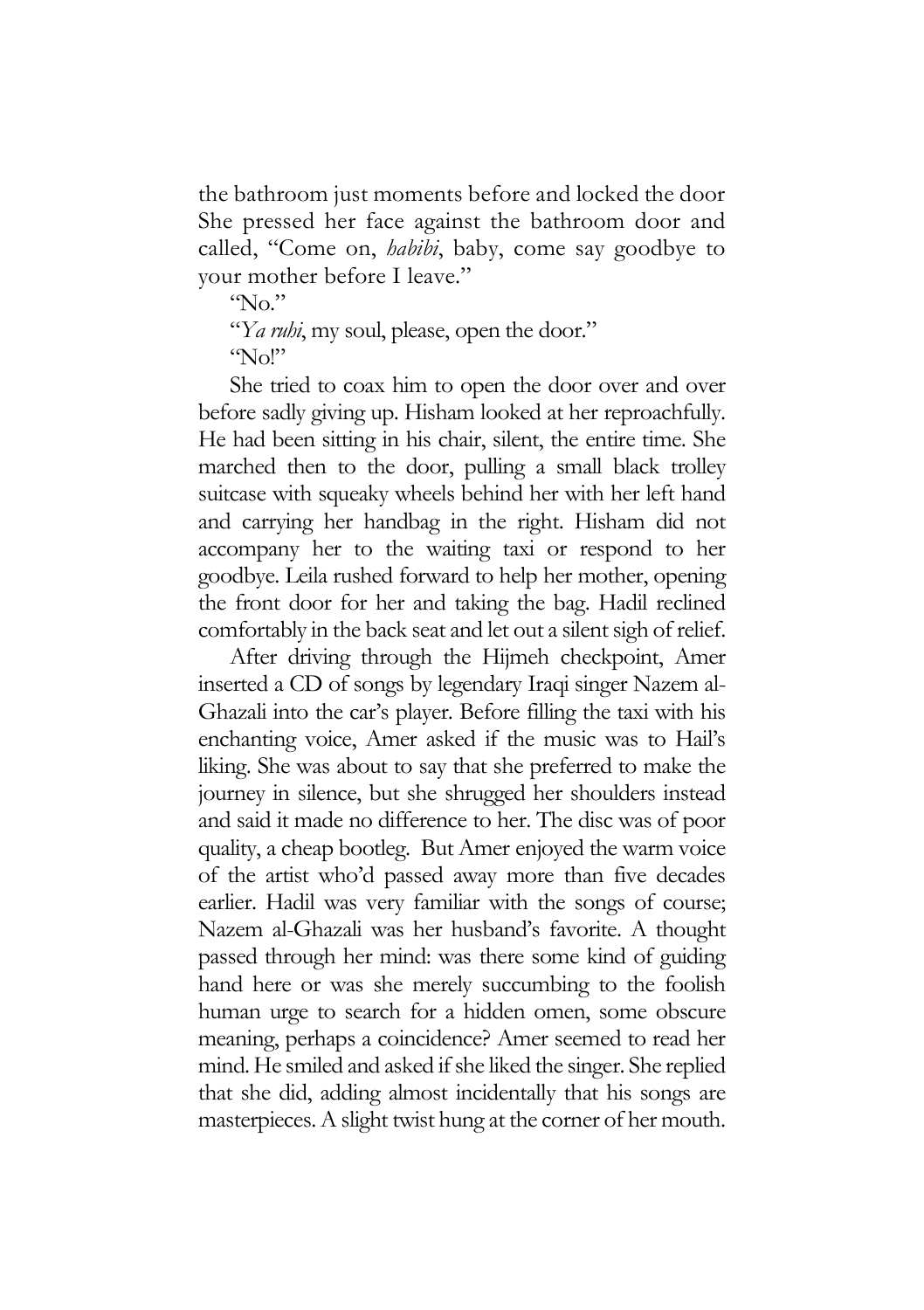the bathroom just moments before and locked the door She pressed her face against the bathroom door and called, "Come on, *habibi*, baby, come say goodbye to your mother before I leave."

"No."

"*Ya ruhi*, my soul, please, open the door."

"No!"

She tried to coax him to open the door over and over before sadly giving up. Hisham looked at her reproachfully. He had been sitting in his chair, silent, the entire time. She marched then to the door, pulling a small black trolley suitcase with squeaky wheels behind her with her left hand and carrying her handbag in the right. Hisham did not accompany her to the waiting taxi or respond to her goodbye. Leila rushed forward to help her mother, opening the front door for her and taking the bag. Hadil reclined comfortably in the back seat and let out a silent sigh of relief.

After driving through the Hijmeh checkpoint, Amer inserted a CD of songs by legendary Iraqi singer Nazem al-Ghazali into the car's player. Before filling the taxi with his enchanting voice, Amer asked if the music was to Hail's liking. She was about to say that she preferred to make the journey in silence, but she shrugged her shoulders instead and said it made no difference to her. The disc was of poor quality, a cheap bootleg. But Amer enjoyed the warm voice of the artist who'd passed away more than five decades earlier. Hadil was very familiar with the songs of course; Nazem al-Ghazali was her husband's favorite. A thought passed through her mind: was there some kind of guiding hand here or was she merely succumbing to the foolish human urge to search for a hidden omen, some obscure meaning, perhaps a coincidence? Amer seemed to read her mind. He smiled and asked if she liked the singer. She replied that she did, adding almost incidentally that his songs are masterpieces. A slight twist hung at the corner of her mouth.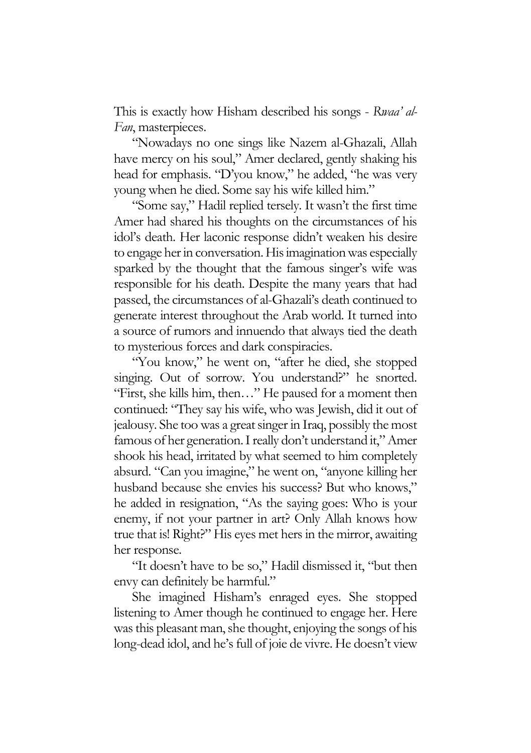This is exactly how Hisham described his songs - *Rwaa' al-Fan*, masterpieces.

"Nowadays no one sings like Nazem al-Ghazali, Allah have mercy on his soul," Amer declared, gently shaking his head for emphasis. "D'you know," he added, "he was very young when he died. Some say his wife killed him."

"Some say," Hadil replied tersely. It wasn't the first time Amer had shared his thoughts on the circumstances of his idol's death. Her laconic response didn't weaken his desire to engage her in conversation. His imagination was especially sparked by the thought that the famous singer's wife was responsible for his death. Despite the many years that had passed, the circumstances of al-Ghazali's death continued to generate interest throughout the Arab world. It turned into a source of rumors and innuendo that always tied the death to mysterious forces and dark conspiracies.

"You know," he went on, "after he died, she stopped singing. Out of sorrow. You understand?" he snorted. "First, she kills him, then…" He paused for a moment then continued: "They say his wife, who was Jewish, did it out of jealousy. She too was a great singer in Iraq, possibly the most famous of her generation. I really don't understand it," Amer shook his head, irritated by what seemed to him completely absurd. "Can you imagine," he went on, "anyone killing her husband because she envies his success? But who knows," he added in resignation, "As the saying goes: Who is your enemy, if not your partner in art? Only Allah knows how true that is! Right?" His eyes met hers in the mirror, awaiting her response.

"It doesn't have to be so," Hadil dismissed it, "but then envy can definitely be harmful."

She imagined Hisham's enraged eyes. She stopped listening to Amer though he continued to engage her. Here was this pleasant man, she thought, enjoying the songs of his long-dead idol, and he's full of joie de vivre. He doesn't view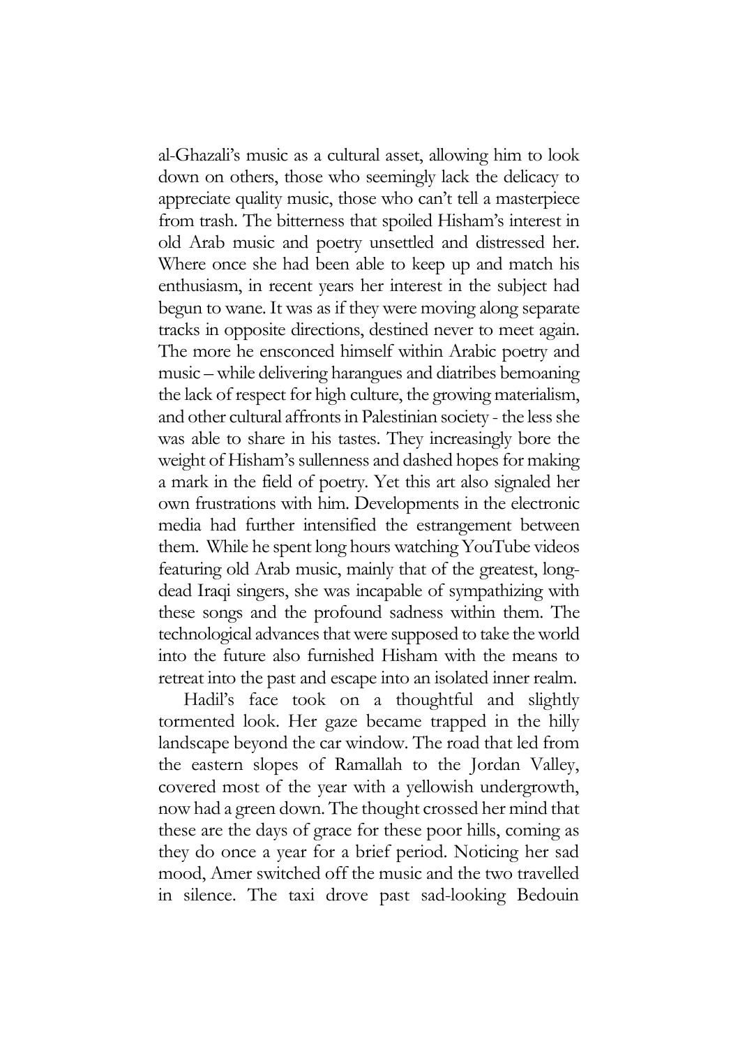al-Ghazali's music as a cultural asset, allowing him to look down on others, those who seemingly lack the delicacy to appreciate quality music, those who can't tell a masterpiece from trash. The bitterness that spoiled Hisham's interest in old Arab music and poetry unsettled and distressed her. Where once she had been able to keep up and match his enthusiasm, in recent years her interest in the subject had begun to wane. It was as if they were moving along separate tracks in opposite directions, destined never to meet again. The more he ensconced himself within Arabic poetry and music – while delivering harangues and diatribes bemoaning the lack of respect for high culture, the growing materialism, and other cultural affronts in Palestinian society - the less she was able to share in his tastes. They increasingly bore the weight of Hisham's sullenness and dashed hopes for making a mark in the field of poetry. Yet this art also signaled her own frustrations with him. Developments in the electronic media had further intensified the estrangement between them. While he spent long hours watching YouTube videos featuring old Arab music, mainly that of the greatest, long-dead Iraqi singers, she was incapable of sympathizing with these songs and the profound sadness within them. The technological advances that were supposed to take the world into the future also furnished Hisham with the means to retreat into the past and escape into an isolated inner realm.

Hadil's face took on a thoughtful and slightly tormented look. Her gaze became trapped in the hilly landscape beyond the car window. The road that led from the eastern slopes of Ramallah to the Jordan Valley, covered most of the year with a yellowish undergrowth, now had a green down. The thought crossed her mind that these are the days of grace for these poor hills, coming as they do once a year for a brief period. Noticing her sad mood, Amer switched off the music and the two travelled in silence. The taxi drove past sad-looking Bedouin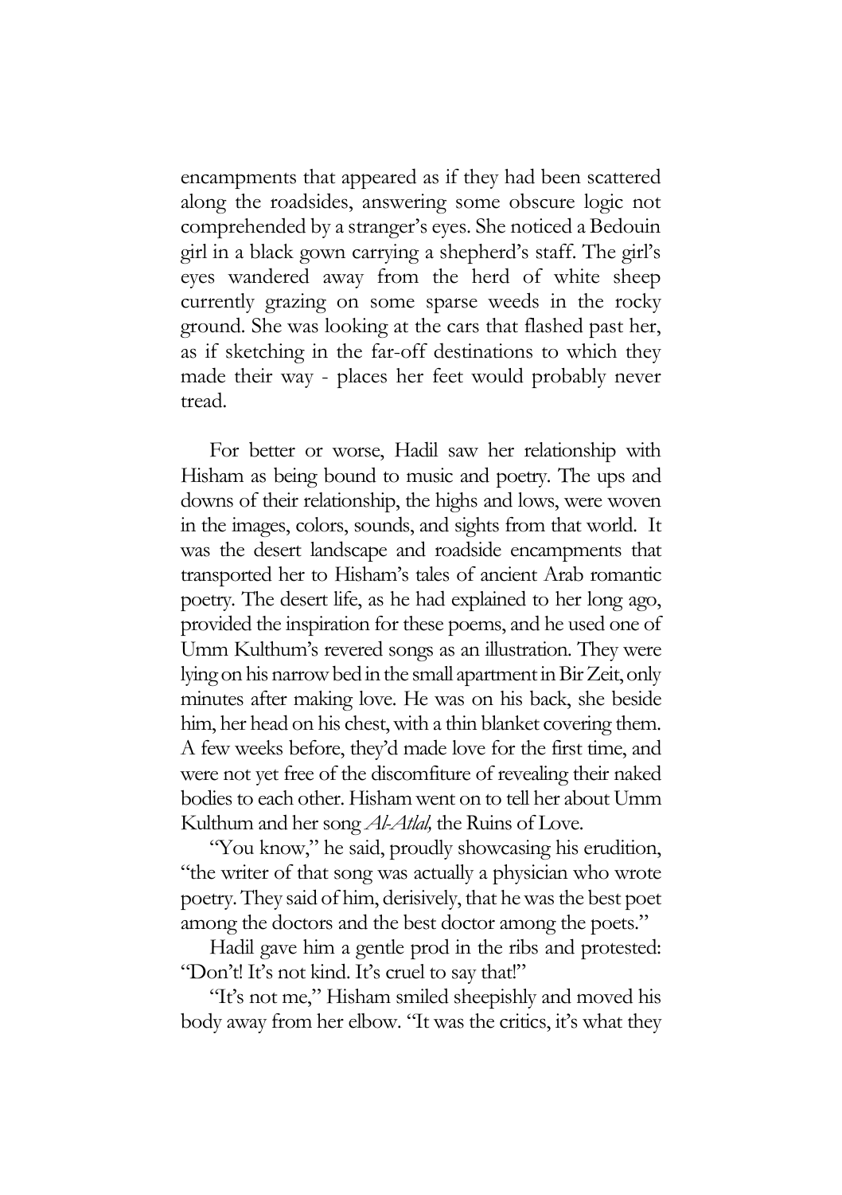encampments that appeared as if they had been scattered along the roadsides, answering some obscure logic not comprehended by a stranger's eyes. She noticed a Bedouin girl in a black gown carrying a shepherd's staff. The girl's eyes wandered away from the herd of white sheep currently grazing on some sparse weeds in the rocky ground. She was looking at the cars that flashed past her, as if sketching in the far-off destinations to which they made their way - places her feet would probably never tread.

For better or worse, Hadil saw her relationship with Hisham as being bound to music and poetry. The ups and downs of their relationship, the highs and lows, were woven in the images, colors, sounds, and sights from that world. It was the desert landscape and roadside encampments that transported her to Hisham's tales of ancient Arab romantic poetry. The desert life, as he had explained to her long ago, provided the inspiration for these poems, and he used one of Umm Kulthum's revered songs as an illustration. They were lying on his narrow bed in the small apartment in Bir Zeit, only minutes after making love. He was on his back, she beside him, her head on his chest, with a thin blanket covering them. A few weeks before, they'd made love for the first time, and were not yet free of the discomfiture of revealing their naked bodies to each other. Hisham went on to tell her about Umm Kulthum and her song *Al-Atlal,* the Ruins of Love.

"You know," he said, proudly showcasing his erudition, "the writer of that song was actually a physician who wrote poetry. They said of him, derisively, that he was the best poet among the doctors and the best doctor among the poets."

Hadil gave him a gentle prod in the ribs and protested: "Don't! It's not kind. It's cruel to say that!"

"It's not me," Hisham smiled sheepishly and moved his body away from her elbow. "It was the critics, it's what they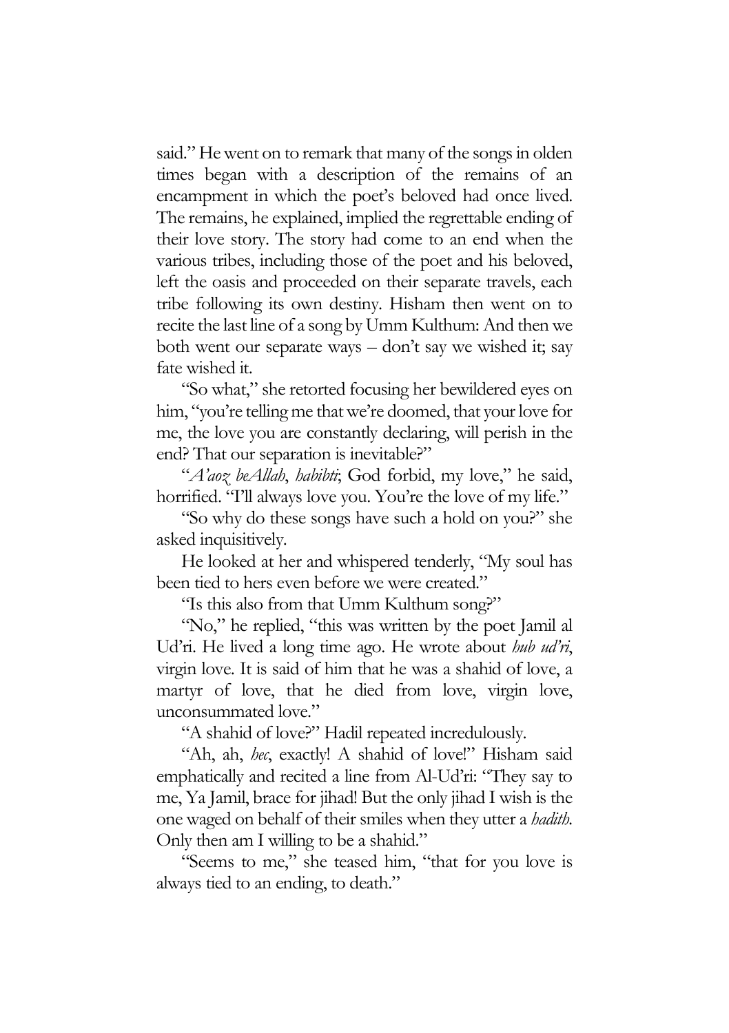said." He went on to remark that many of the songs in olden times began with a description of the remains of an encampment in which the poet's beloved had once lived. The remains, he explained, implied the regrettable ending of their love story. The story had come to an end when the various tribes, including those of the poet and his beloved, left the oasis and proceeded on their separate travels, each tribe following its own destiny. Hisham then went on to recite the last line of a song by Umm Kulthum: And then we both went our separate ways – don't say we wished it; say fate wished it.

"So what," she retorted focusing her bewildered eyes on him, "you're telling me that we're doomed, that your love for me, the love you are constantly declaring, will perish in the end? That our separation is inevitable?"

"*A'aoz beAllah*, *habibti*; God forbid, my love," he said, horrified. "I'll always love you. You're the love of my life."

"So why do these songs have such a hold on you?" she asked inquisitively.

He looked at her and whispered tenderly, "My soul has been tied to hers even before we were created."

"Is this also from that Umm Kulthum song?"

"No," he replied, "this was written by the poet Jamil al Ud'ri. He lived a long time ago. He wrote about *hub ud'ri*, virgin love. It is said of him that he was a shahid of love, a martyr of love, that he died from love, virgin love, unconsummated love."

"A shahid of love?" Hadil repeated incredulously.

"Ah, ah, *hec*, exactly! A shahid of love!" Hisham said emphatically and recited a line from Al-Ud'ri: "They say to me, Ya Jamil, brace for jihad! But the only jihad I wish is the one waged on behalf of their smiles when they utter a *hadith*. Only then am I willing to be a shahid."

"Seems to me," she teased him, "that for you love is always tied to an ending, to death."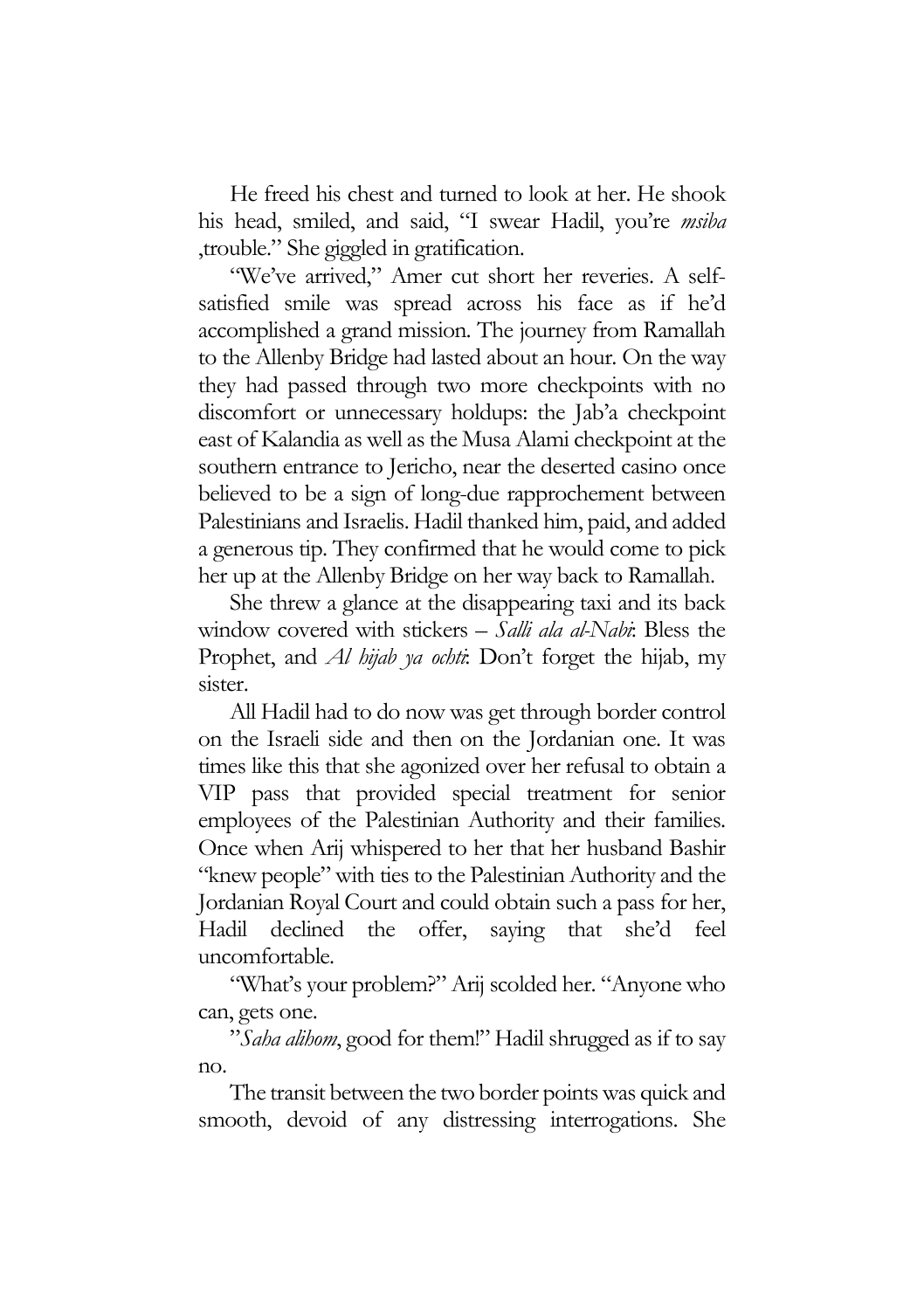He freed his chest and turned to look at her. He shook his head, smiled, and said, "I swear Hadil, you're *msiba* ,trouble." She giggled in gratification.

"We've arrived," Amer cut short her reveries. A self-satisfied smile was spread across his face as if he'd accomplished a grand mission. The journey from Ramallah to the Allenby Bridge had lasted about an hour. On the way they had passed through two more checkpoints with no discomfort or unnecessary holdups: the Jab'a checkpoint east of Kalandia as well as the Musa Alami checkpoint at the southern entrance to Jericho, near the deserted casino once believed to be a sign of long-due rapprochement between Palestinians and Israelis. Hadil thanked him, paid, and added a generous tip. They confirmed that he would come to pick her up at the Allenby Bridge on her way back to Ramallah.

She threw a glance at the disappearing taxi and its back window covered with stickers – *Salli ala al-Nabi*: Bless the Prophet, and *Al hijab ya ochti*: Don't forget the hijab, my sister.

All Hadil had to do now was get through border control on the Israeli side and then on the Jordanian one. It was times like this that she agonized over her refusal to obtain a VIP pass that provided special treatment for senior employees of the Palestinian Authority and their families. Once when Arij whispered to her that her husband Bashir "knew people" with ties to the Palestinian Authority and the Jordanian Royal Court and could obtain such a pass for her, Hadil declined the offer, saying that she'd feel uncomfortable.

"What's your problem?" Arij scolded her. "Anyone who can, gets one.

"*Saha alihom*, good for them!" Hadil shrugged as if to say no.

The transit between the two border points was quick and smooth, devoid of any distressing interrogations. She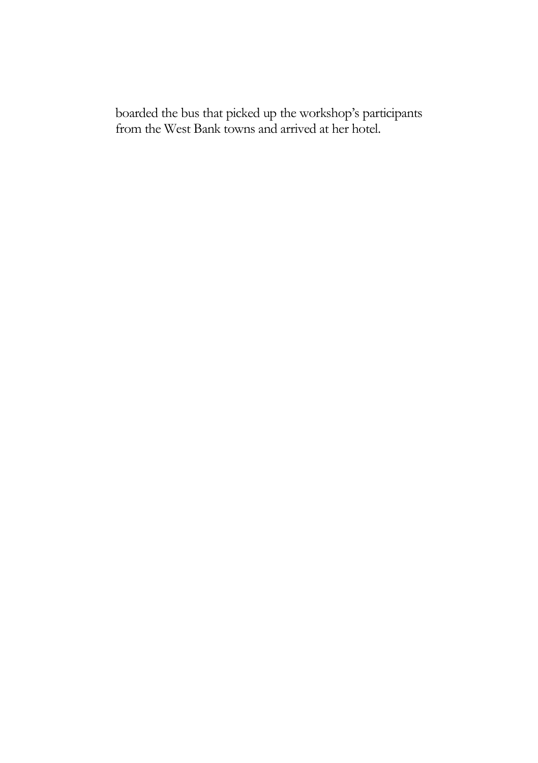boarded the bus that picked up the workshop's participants from the West Bank towns and arrived at her hotel.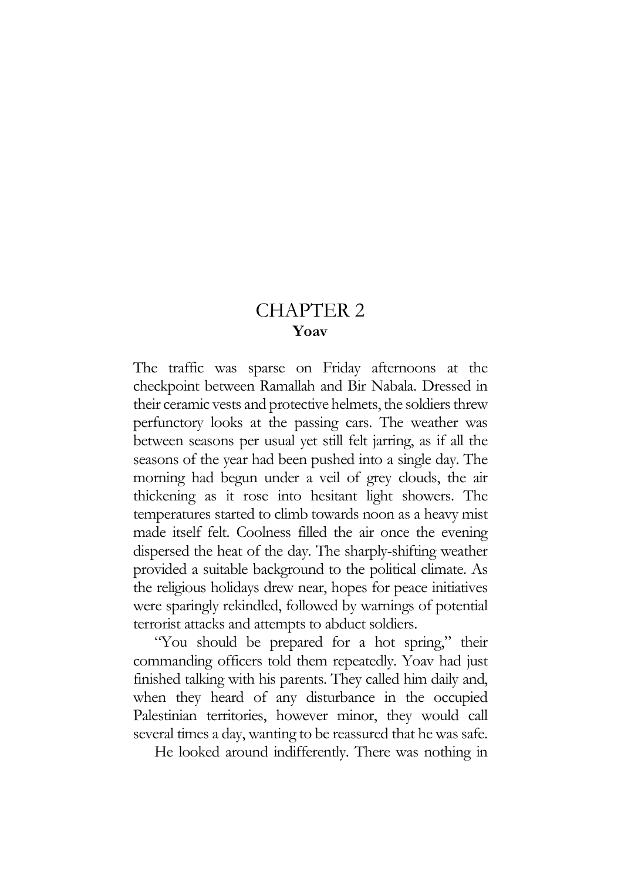# CHAPTER 2
## Yoav

The traffic was sparse on Friday afternoons at the checkpoint between Ramallah and Bir Nabala. Dressed in their ceramic vests and protective helmets, the soldiers threw perfunctory looks at the passing cars. The weather was between seasons per usual yet still felt jarring, as if all the seasons of the year had been pushed into a single day. The morning had begun under a veil of grey clouds, the air thickening as it rose into hesitant light showers. The temperatures started to climb towards noon as a heavy mist made itself felt. Coolness filled the air once the evening dispersed the heat of the day. The sharply-shifting weather provided a suitable background to the political climate. As the religious holidays drew near, hopes for peace initiatives were sparingly rekindled, followed by warnings of potential terrorist attacks and attempts to abduct soldiers.

"You should be prepared for a hot spring," their commanding officers told them repeatedly. Yoav had just finished talking with his parents. They called him daily and, when they heard of any disturbance in the occupied Palestinian territories, however minor, they would call several times a day, wanting to be reassured that he was safe.

He looked around indifferently. There was nothing in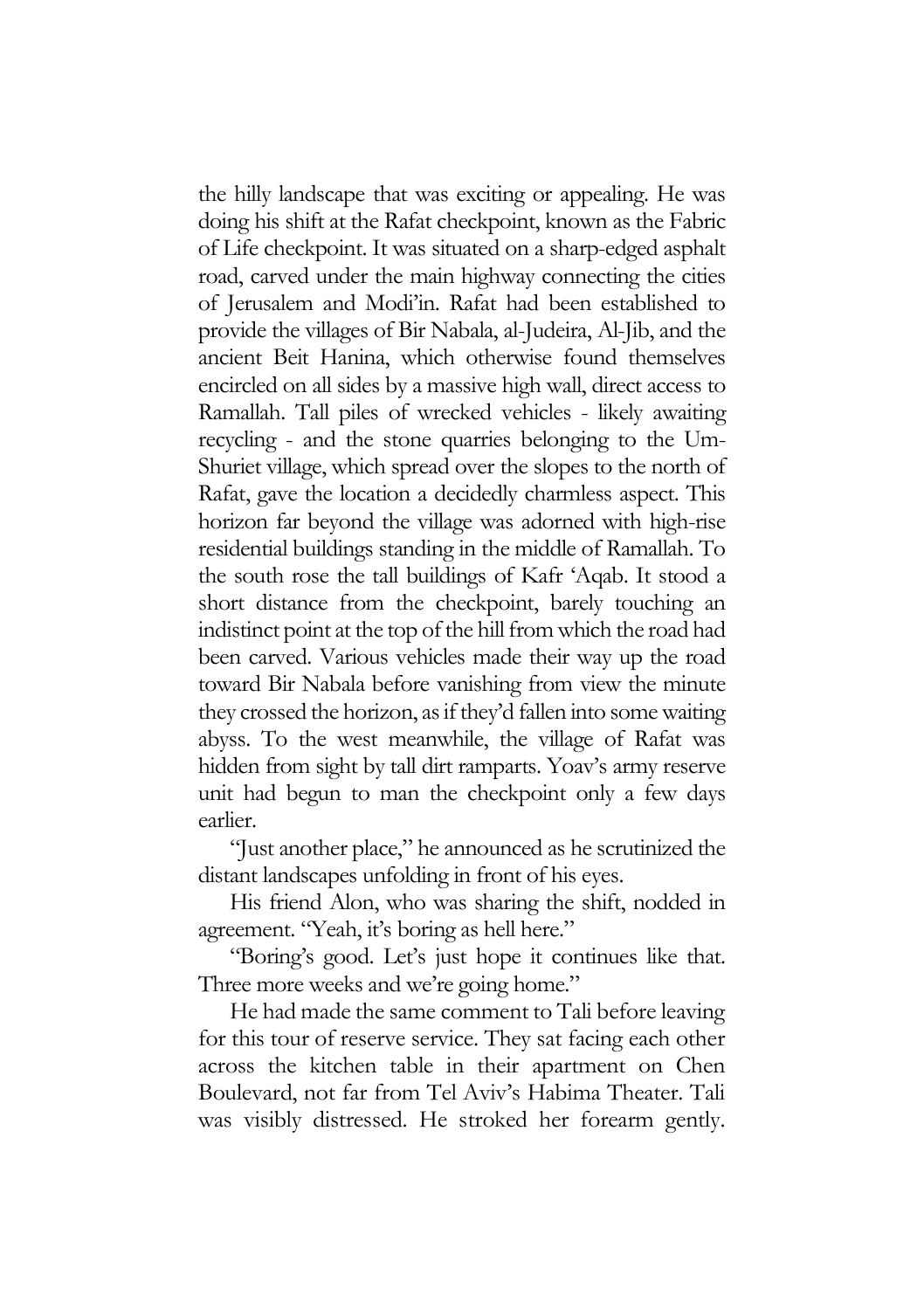the hilly landscape that was exciting or appealing. He was doing his shift at the Rafat checkpoint, known as the Fabric of Life checkpoint. It was situated on a sharp-edged asphalt road, carved under the main highway connecting the cities of Jerusalem and Modi'in. Rafat had been established to provide the villages of Bir Nabala, al-Judeira, Al-Jib, and the ancient Beit Hanina, which otherwise found themselves encircled on all sides by a massive high wall, direct access to Ramallah. Tall piles of wrecked vehicles - likely awaiting recycling - and the stone quarries belonging to the Um-Shuriet village, which spread over the slopes to the north of Rafat, gave the location a decidedly charmless aspect. This horizon far beyond the village was adorned with high-rise residential buildings standing in the middle of Ramallah. To the south rose the tall buildings of Kafr 'Aqab. It stood a short distance from the checkpoint, barely touching an indistinct point at the top of the hill from which the road had been carved. Various vehicles made their way up the road toward Bir Nabala before vanishing from view the minute they crossed the horizon, as if they'd fallen into some waiting abyss. To the west meanwhile, the village of Rafat was hidden from sight by tall dirt ramparts. Yoav's army reserve unit had begun to man the checkpoint only a few days earlier.

"Just another place," he announced as he scrutinized the distant landscapes unfolding in front of his eyes.

His friend Alon, who was sharing the shift, nodded in agreement. "Yeah, it's boring as hell here."

"Boring's good. Let's just hope it continues like that. Three more weeks and we're going home."

He had made the same comment to Tali before leaving for this tour of reserve service. They sat facing each other across the kitchen table in their apartment on Chen Boulevard, not far from Tel Aviv's Habima Theater. Tali was visibly distressed. He stroked her forearm gently.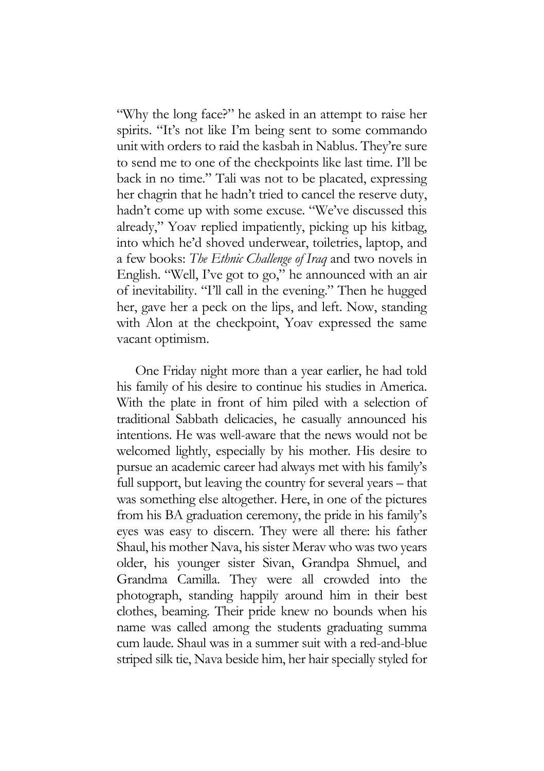"Why the long face?" he asked in an attempt to raise her spirits. "It's not like I'm being sent to some commando unit with orders to raid the kasbah in Nablus. They're sure to send me to one of the checkpoints like last time. I'll be back in no time." Tali was not to be placated, expressing her chagrin that he hadn't tried to cancel the reserve duty, hadn't come up with some excuse. "We've discussed this already," Yoav replied impatiently, picking up his kitbag, into which he'd shoved underwear, toiletries, laptop, and a few books: *The Ethnic Challenge of Iraq* and two novels in English. "Well, I've got to go," he announced with an air of inevitability. "I'll call in the evening." Then he hugged her, gave her a peck on the lips, and left. Now, standing with Alon at the checkpoint, Yoav expressed the same vacant optimism.

One Friday night more than a year earlier, he had told his family of his desire to continue his studies in America. With the plate in front of him piled with a selection of traditional Sabbath delicacies, he casually announced his intentions. He was well-aware that the news would not be welcomed lightly, especially by his mother. His desire to pursue an academic career had always met with his family's full support, but leaving the country for several years – that was something else altogether. Here, in one of the pictures from his BA graduation ceremony, the pride in his family's eyes was easy to discern. They were all there: his father Shaul, his mother Nava, his sister Merav who was two years older, his younger sister Sivan, Grandpa Shmuel, and Grandma Camilla. They were all crowded into the photograph, standing happily around him in their best clothes, beaming. Their pride knew no bounds when his name was called among the students graduating summa cum laude. Shaul was in a summer suit with a red-and-blue striped silk tie, Nava beside him, her hair specially styled for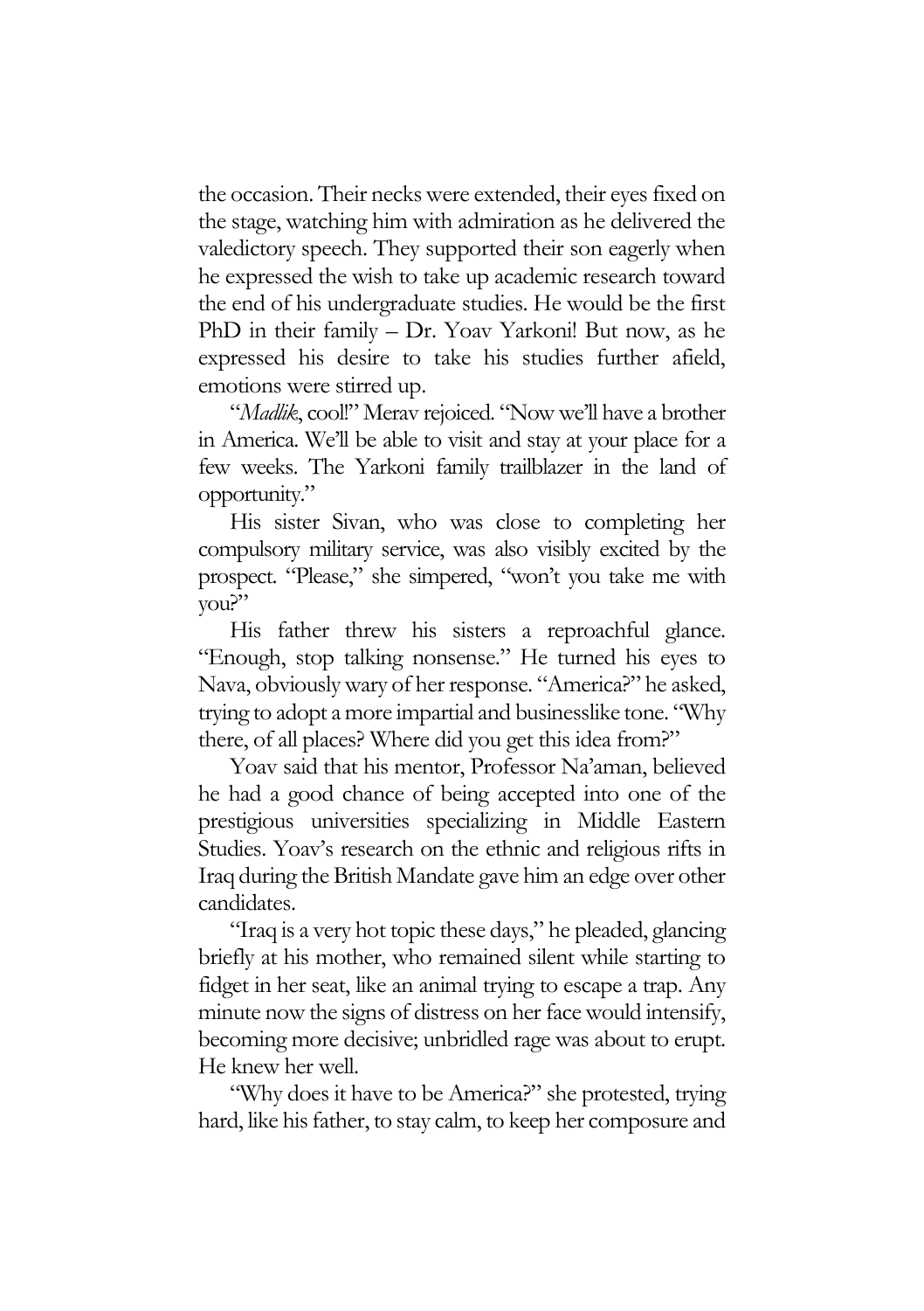the occasion. Their necks were extended, their eyes fixed on the stage, watching him with admiration as he delivered the valedictory speech. They supported their son eagerly when he expressed the wish to take up academic research toward the end of his undergraduate studies. He would be the first PhD in their family – Dr. Yoav Yarkoni! But now, as he expressed his desire to take his studies further afield, emotions were stirred up.

"*Madlik*, cool!" Merav rejoiced. "Now we'll have a brother in America. We'll be able to visit and stay at your place for a few weeks. The Yarkoni family trailblazer in the land of opportunity."

His sister Sivan, who was close to completing her compulsory military service, was also visibly excited by the prospect. "Please," she simpered, "won't you take me with you?"

His father threw his sisters a reproachful glance. "Enough, stop talking nonsense." He turned his eyes to Nava, obviously wary of her response. "America?" he asked, trying to adopt a more impartial and businesslike tone. "Why there, of all places? Where did you get this idea from?"

Yoav said that his mentor, Professor Na'aman, believed he had a good chance of being accepted into one of the prestigious universities specializing in Middle Eastern Studies. Yoav's research on the ethnic and religious rifts in Iraq during the British Mandate gave him an edge over other candidates.

"Iraq is a very hot topic these days," he pleaded, glancing briefly at his mother, who remained silent while starting to fidget in her seat, like an animal trying to escape a trap. Any minute now the signs of distress on her face would intensify, becoming more decisive; unbridled rage was about to erupt. He knew her well.

"Why does it have to be America?" she protested, trying hard, like his father, to stay calm, to keep her composure and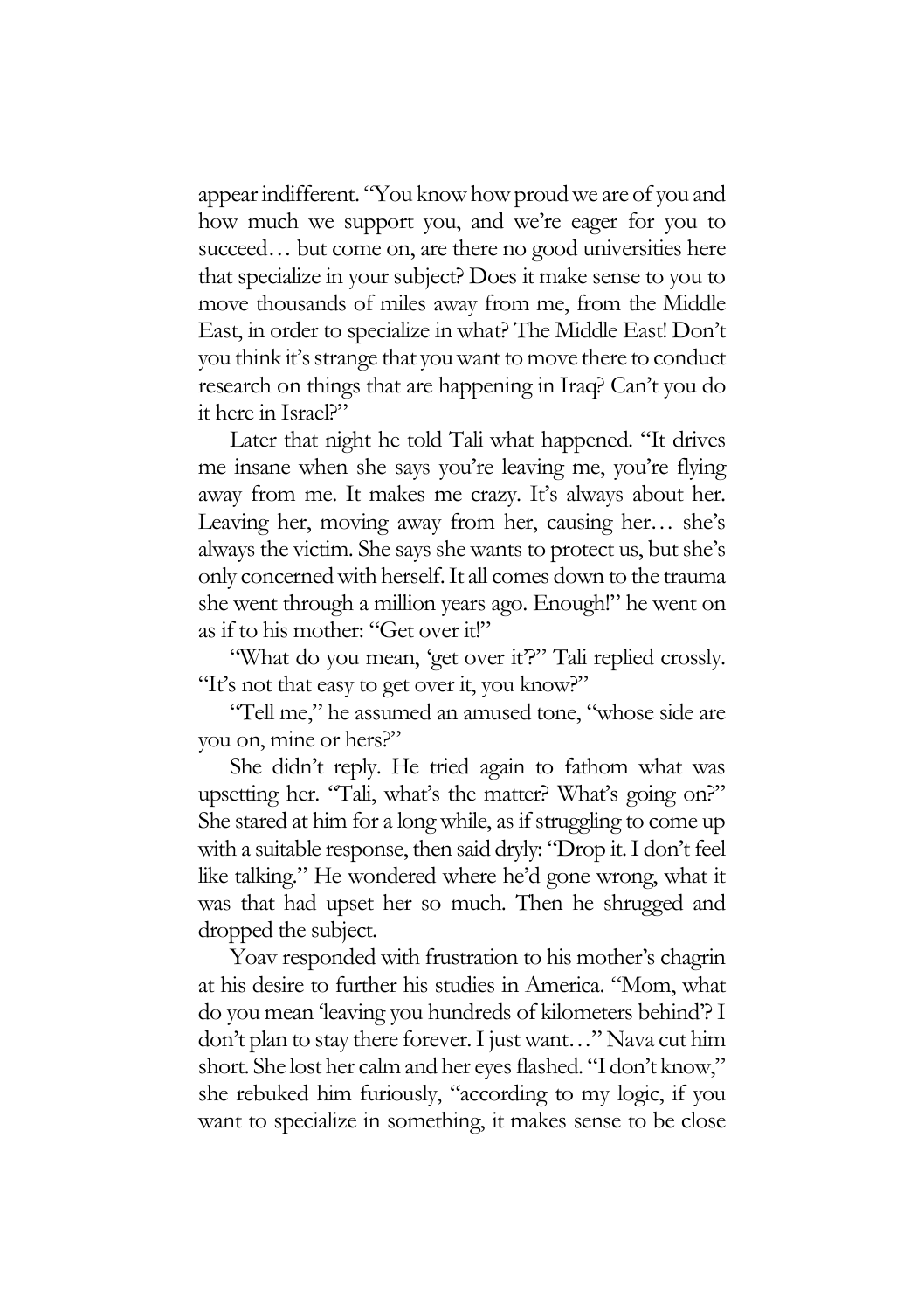appear indifferent. "You know how proud we are of you and how much we support you, and we're eager for you to succeed… but come on, are there no good universities here that specialize in your subject? Does it make sense to you to move thousands of miles away from me, from the Middle East, in order to specialize in what? The Middle East! Don't you think it's strange that you want to move there to conduct research on things that are happening in Iraq? Can't you do it here in Israel?"

Later that night he told Tali what happened. "It drives me insane when she says you're leaving me, you're flying away from me. It makes me crazy. It's always about her. Leaving her, moving away from her, causing her… she's always the victim. She says she wants to protect us, but she's only concerned with herself. It all comes down to the trauma she went through a million years ago. Enough!" he went on as if to his mother: "Get over it!"

"What do you mean, 'get over it'?" Tali replied crossly. "It's not that easy to get over it, you know?"

"Tell me," he assumed an amused tone, "whose side are you on, mine or hers?"

She didn't reply. He tried again to fathom what was upsetting her. "Tali, what's the matter? What's going on?" She stared at him for a long while, as if struggling to come up with a suitable response, then said dryly: "Drop it. I don't feel like talking." He wondered where he'd gone wrong, what it was that had upset her so much. Then he shrugged and dropped the subject.

Yoav responded with frustration to his mother's chagrin at his desire to further his studies in America. "Mom, what do you mean 'leaving you hundreds of kilometers behind'? I don't plan to stay there forever. I just want…" Nava cut him short. She lost her calm and her eyes flashed. "I don't know," she rebuked him furiously, "according to my logic, if you want to specialize in something, it makes sense to be close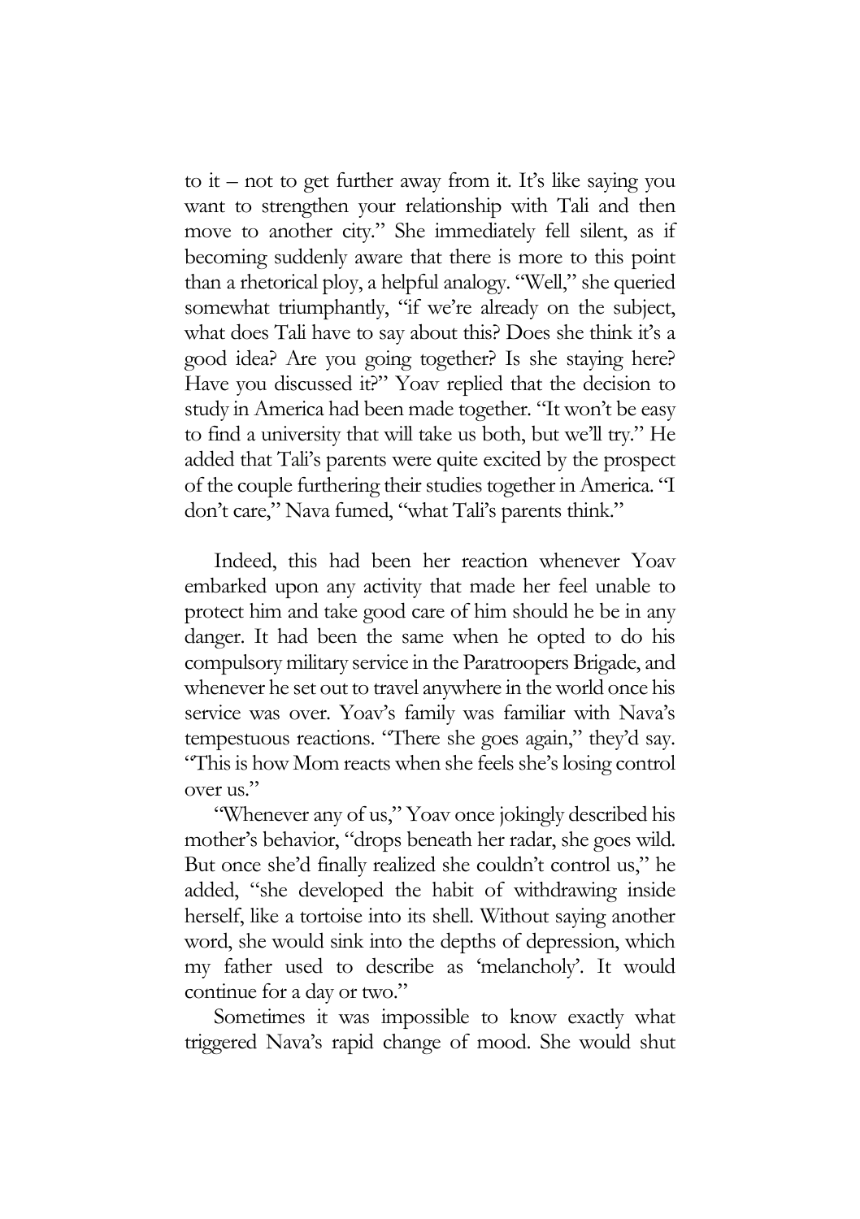to it – not to get further away from it. It's like saying you want to strengthen your relationship with Tali and then move to another city." She immediately fell silent, as if becoming suddenly aware that there is more to this point than a rhetorical ploy, a helpful analogy. "Well," she queried somewhat triumphantly, "if we're already on the subject, what does Tali have to say about this? Does she think it's a good idea? Are you going together? Is she staying here? Have you discussed it?" Yoav replied that the decision to study in America had been made together. "It won't be easy to find a university that will take us both, but we'll try." He added that Tali's parents were quite excited by the prospect of the couple furthering their studies together in America. "I don't care," Nava fumed, "what Tali's parents think."

Indeed, this had been her reaction whenever Yoav embarked upon any activity that made her feel unable to protect him and take good care of him should he be in any danger. It had been the same when he opted to do his compulsory military service in the Paratroopers Brigade, and whenever he set out to travel anywhere in the world once his service was over. Yoav's family was familiar with Nava's tempestuous reactions. "There she goes again," they'd say. "This is how Mom reacts when she feels she's losing control over us."

"Whenever any of us," Yoav once jokingly described his mother's behavior, "drops beneath her radar, she goes wild. But once she'd finally realized she couldn't control us," he added, "she developed the habit of withdrawing inside herself, like a tortoise into its shell. Without saying another word, she would sink into the depths of depression, which my father used to describe as 'melancholy'. It would continue for a day or two."

Sometimes it was impossible to know exactly what triggered Nava's rapid change of mood. She would shut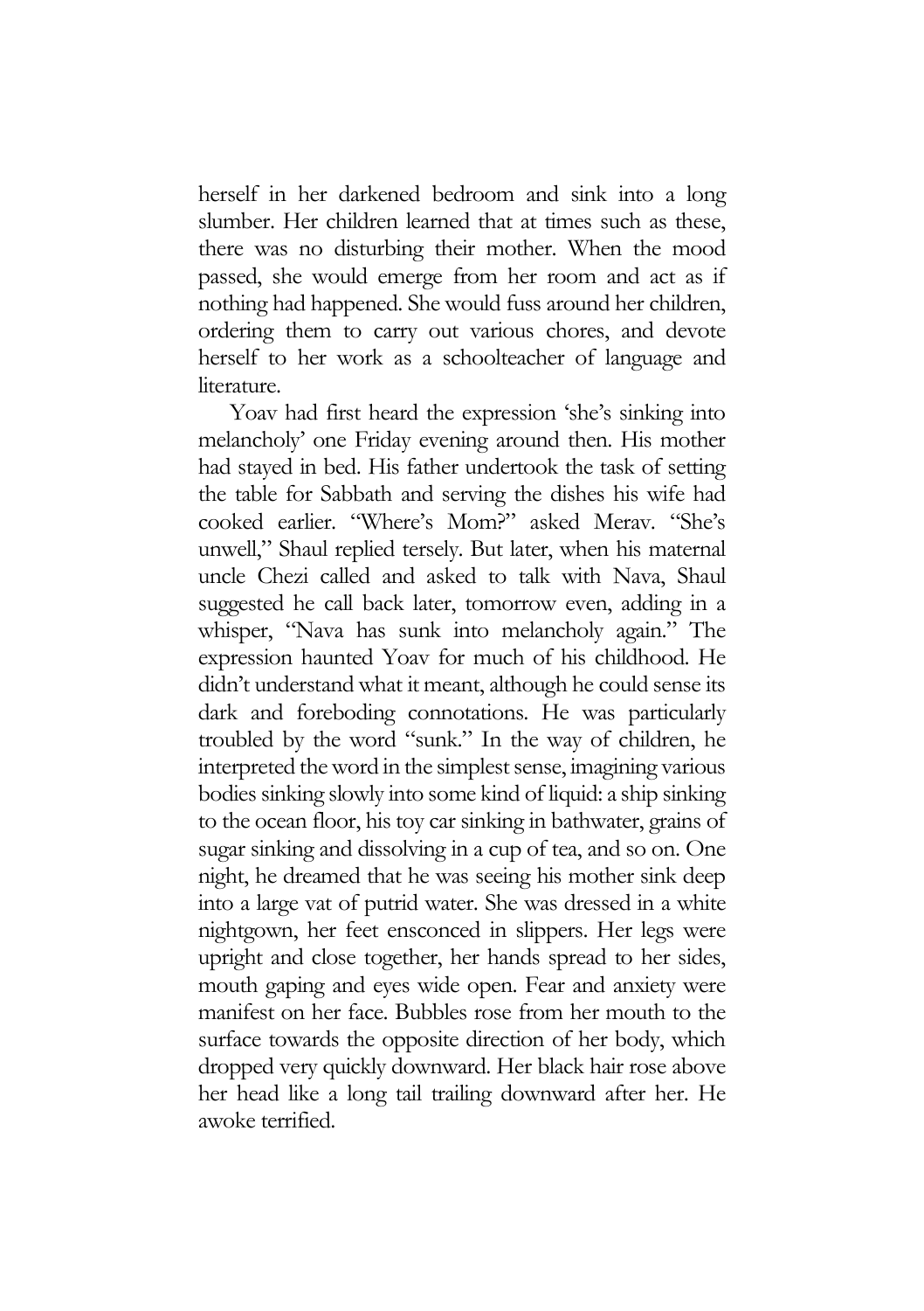herself in her darkened bedroom and sink into a long slumber. Her children learned that at times such as these, there was no disturbing their mother. When the mood passed, she would emerge from her room and act as if nothing had happened. She would fuss around her children, ordering them to carry out various chores, and devote herself to her work as a schoolteacher of language and literature.

Yoav had first heard the expression 'she's sinking into melancholy' one Friday evening around then. His mother had stayed in bed. His father undertook the task of setting the table for Sabbath and serving the dishes his wife had cooked earlier. "Where's Mom?" asked Merav. "She's unwell," Shaul replied tersely. But later, when his maternal uncle Chezi called and asked to talk with Nava, Shaul suggested he call back later, tomorrow even, adding in a whisper, "Nava has sunk into melancholy again." The expression haunted Yoav for much of his childhood. He didn't understand what it meant, although he could sense its dark and foreboding connotations. He was particularly troubled by the word "sunk." In the way of children, he interpreted the word in the simplest sense, imagining various bodies sinking slowly into some kind of liquid: a ship sinking to the ocean floor, his toy car sinking in bathwater, grains of sugar sinking and dissolving in a cup of tea, and so on. One night, he dreamed that he was seeing his mother sink deep into a large vat of putrid water. She was dressed in a white nightgown, her feet ensconced in slippers. Her legs were upright and close together, her hands spread to her sides, mouth gaping and eyes wide open. Fear and anxiety were manifest on her face. Bubbles rose from her mouth to the surface towards the opposite direction of her body, which dropped very quickly downward. Her black hair rose above her head like a long tail trailing downward after her. He awoke terrified.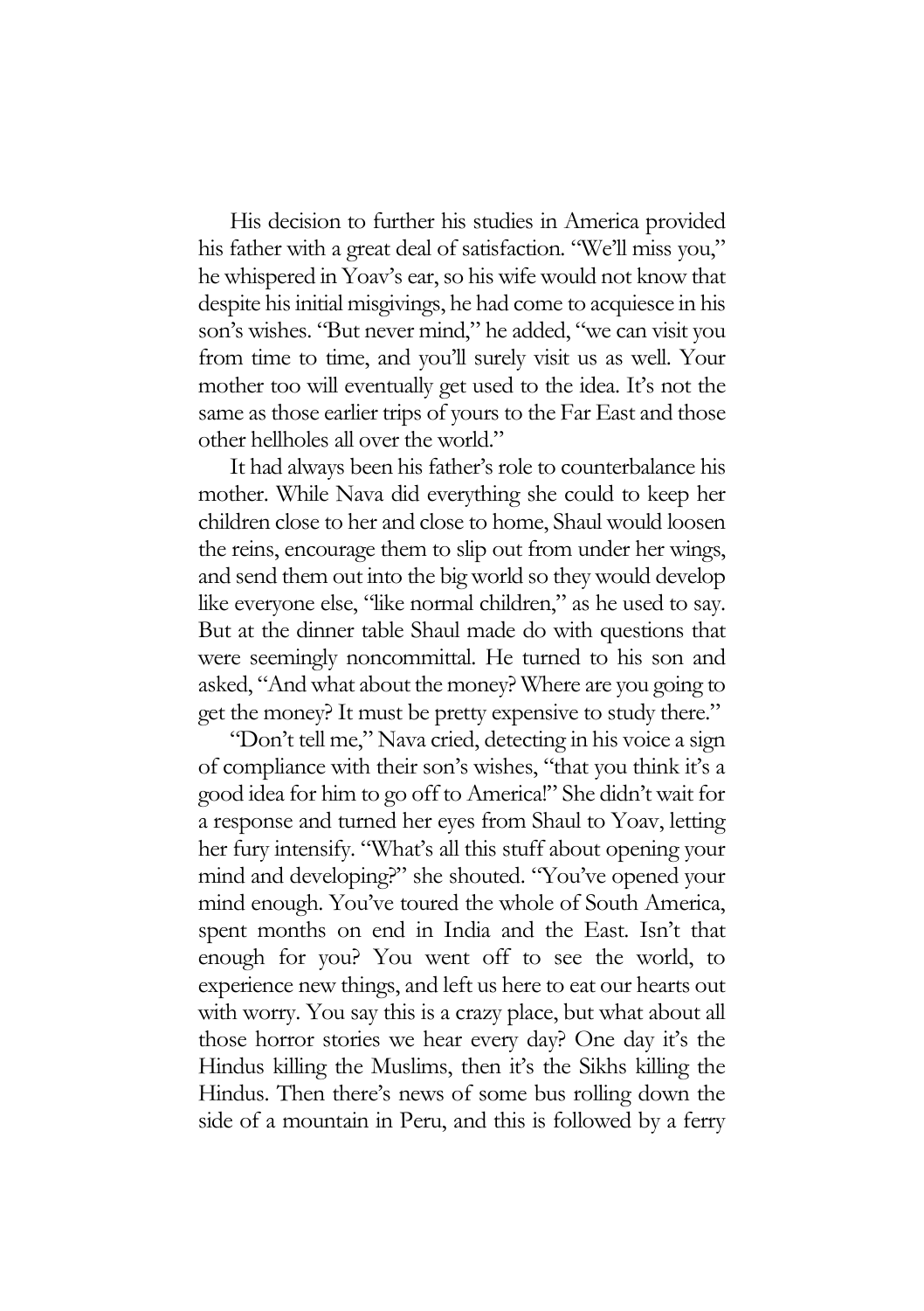His decision to further his studies in America provided his father with a great deal of satisfaction. "We'll miss you," he whispered in Yoav's ear, so his wife would not know that despite his initial misgivings, he had come to acquiesce in his son's wishes. "But never mind," he added, "we can visit you from time to time, and you'll surely visit us as well. Your mother too will eventually get used to the idea. It's not the same as those earlier trips of yours to the Far East and those other hellholes all over the world."

It had always been his father's role to counterbalance his mother. While Nava did everything she could to keep her children close to her and close to home, Shaul would loosen the reins, encourage them to slip out from under her wings, and send them out into the big world so they would develop like everyone else, "like normal children," as he used to say. But at the dinner table Shaul made do with questions that were seemingly noncommittal. He turned to his son and asked, "And what about the money? Where are you going to get the money? It must be pretty expensive to study there."

"Don't tell me," Nava cried, detecting in his voice a sign of compliance with their son's wishes, "that you think it's a good idea for him to go off to America!" She didn't wait for a response and turned her eyes from Shaul to Yoav, letting her fury intensify. "What's all this stuff about opening your mind and developing?" she shouted. "You've opened your mind enough. You've toured the whole of South America, spent months on end in India and the East. Isn't that enough for you? You went off to see the world, to experience new things, and left us here to eat our hearts out with worry. You say this is a crazy place, but what about all those horror stories we hear every day? One day it's the Hindus killing the Muslims, then it's the Sikhs killing the Hindus. Then there's news of some bus rolling down the side of a mountain in Peru, and this is followed by a ferry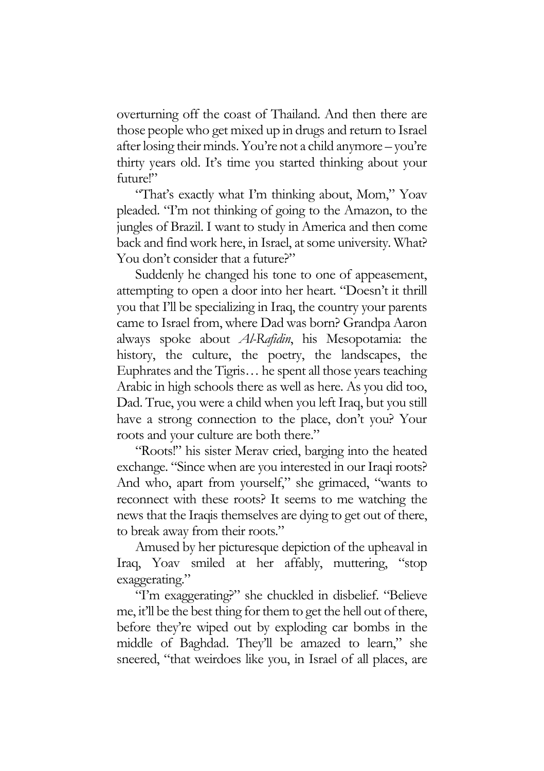overturning off the coast of Thailand. And then there are those people who get mixed up in drugs and return to Israel after losing their minds. You're not a child anymore – you're thirty years old. It's time you started thinking about your future!"

"That's exactly what I'm thinking about, Mom," Yoav pleaded. "I'm not thinking of going to the Amazon, to the jungles of Brazil. I want to study in America and then come back and find work here, in Israel, at some university. What? You don't consider that a future?"

Suddenly he changed his tone to one of appeasement, attempting to open a door into her heart. "Doesn't it thrill you that I'll be specializing in Iraq, the country your parents came to Israel from, where Dad was born? Grandpa Aaron always spoke about *Al-Rafidin*, his Mesopotamia: the history, the culture, the poetry, the landscapes, the Euphrates and the Tigris… he spent all those years teaching Arabic in high schools there as well as here. As you did too, Dad. True, you were a child when you left Iraq, but you still have a strong connection to the place, don't you? Your roots and your culture are both there."

"Roots!" his sister Merav cried, barging into the heated exchange. "Since when are you interested in our Iraqi roots? And who, apart from yourself," she grimaced, "wants to reconnect with these roots? It seems to me watching the news that the Iraqis themselves are dying to get out of there, to break away from their roots."

Amused by her picturesque depiction of the upheaval in Iraq, Yoav smiled at her affably, muttering, "stop exaggerating."

"I'm exaggerating?" she chuckled in disbelief. "Believe me, it'll be the best thing for them to get the hell out of there, before they're wiped out by exploding car bombs in the middle of Baghdad. They'll be amazed to learn," she sneered, "that weirdoes like you, in Israel of all places, are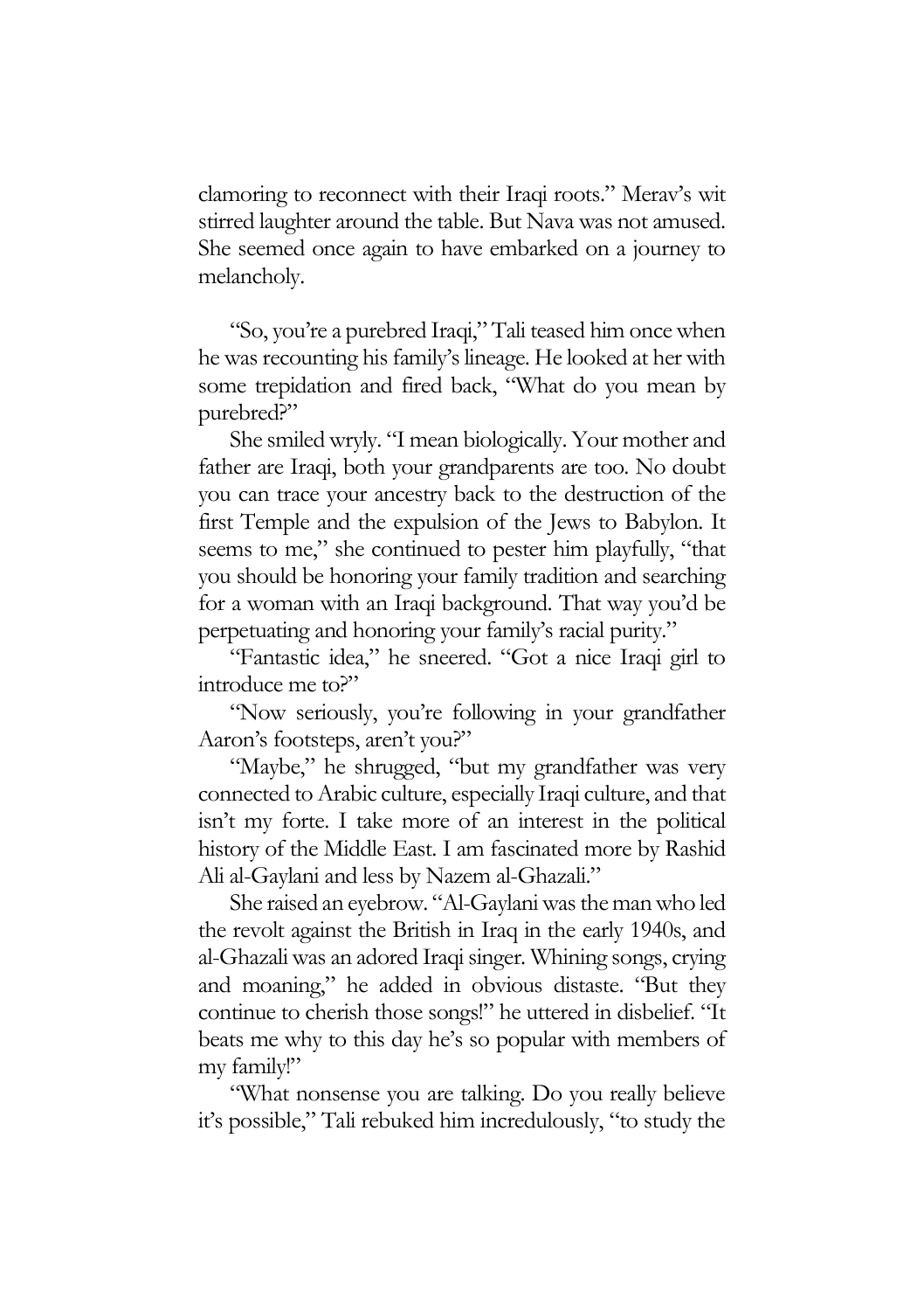clamoring to reconnect with their Iraqi roots." Merav's wit stirred laughter around the table. But Nava was not amused. She seemed once again to have embarked on a journey to melancholy.

"So, you're a purebred Iraqi," Tali teased him once when he was recounting his family's lineage. He looked at her with some trepidation and fired back, "What do you mean by purebred?"

She smiled wryly. "I mean biologically. Your mother and father are Iraqi, both your grandparents are too. No doubt you can trace your ancestry back to the destruction of the first Temple and the expulsion of the Jews to Babylon. It seems to me," she continued to pester him playfully, "that you should be honoring your family tradition and searching for a woman with an Iraqi background. That way you'd be perpetuating and honoring your family's racial purity."

"Fantastic idea," he sneered. "Got a nice Iraqi girl to introduce me to?"

"Now seriously, you're following in your grandfather Aaron's footsteps, aren't you?"

"Maybe," he shrugged, "but my grandfather was very connected to Arabic culture, especially Iraqi culture, and that isn't my forte. I take more of an interest in the political history of the Middle East. I am fascinated more by Rashid Ali al-Gaylani and less by Nazem al-Ghazali."

She raised an eyebrow. "Al-Gaylani was the man who led the revolt against the British in Iraq in the early 1940s, and al-Ghazali was an adored Iraqi singer. Whining songs, crying and moaning," he added in obvious distaste. "But they continue to cherish those songs!" he uttered in disbelief. "It beats me why to this day he's so popular with members of my family!"

"What nonsense you are talking. Do you really believe it's possible," Tali rebuked him incredulously, "to study the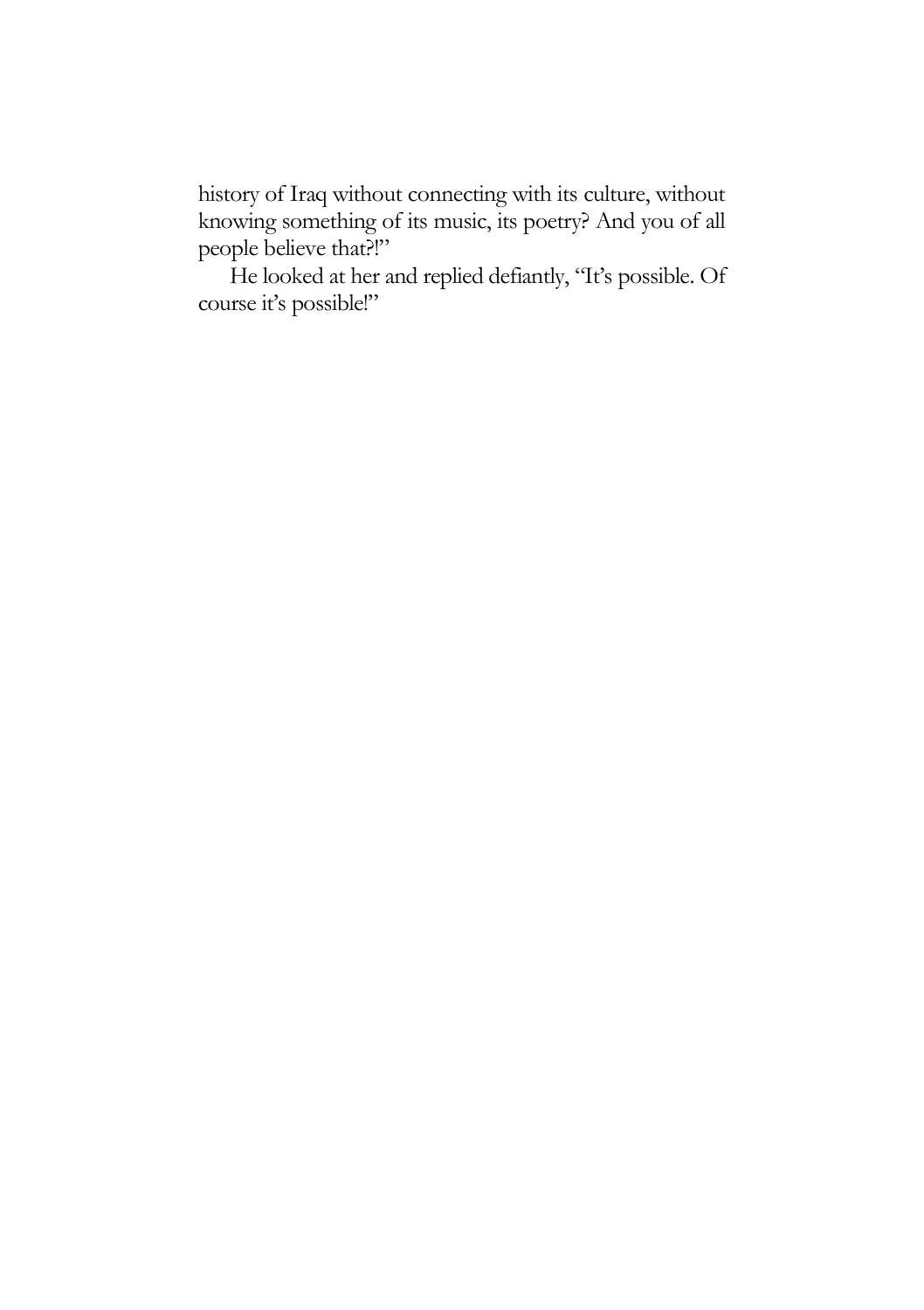history of Iraq without connecting with its culture, without knowing something of its music, its poetry? And you of all people believe that?!"

He looked at her and replied defiantly, "It's possible. Of course it's possible!"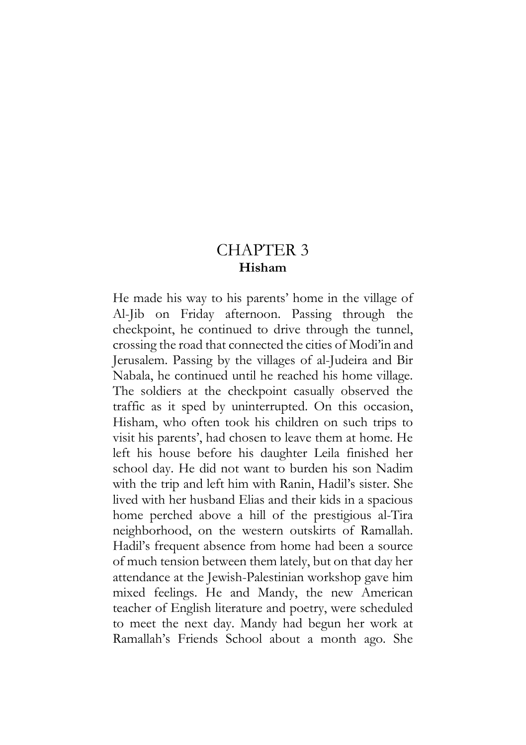# CHAPTER 3
## Hisham

He made his way to his parents' home in the village of Al-Jib on Friday afternoon. Passing through the checkpoint, he continued to drive through the tunnel, crossing the road that connected the cities of Modi'in and Jerusalem. Passing by the villages of al-Judeira and Bir Nabala, he continued until he reached his home village. The soldiers at the checkpoint casually observed the traffic as it sped by uninterrupted. On this occasion, Hisham, who often took his children on such trips to visit his parents', had chosen to leave them at home. He left his house before his daughter Leila finished her school day. He did not want to burden his son Nadim with the trip and left him with Ranin, Hadil's sister. She lived with her husband Elias and their kids in a spacious home perched above a hill of the prestigious al-Tira neighborhood, on the western outskirts of Ramallah. Hadil's frequent absence from home had been a source of much tension between them lately, but on that day her attendance at the Jewish-Palestinian workshop gave him mixed feelings. He and Mandy, the new American teacher of English literature and poetry, were scheduled to meet the next day. Mandy had begun her work at Ramallah's Friends School about a month ago. She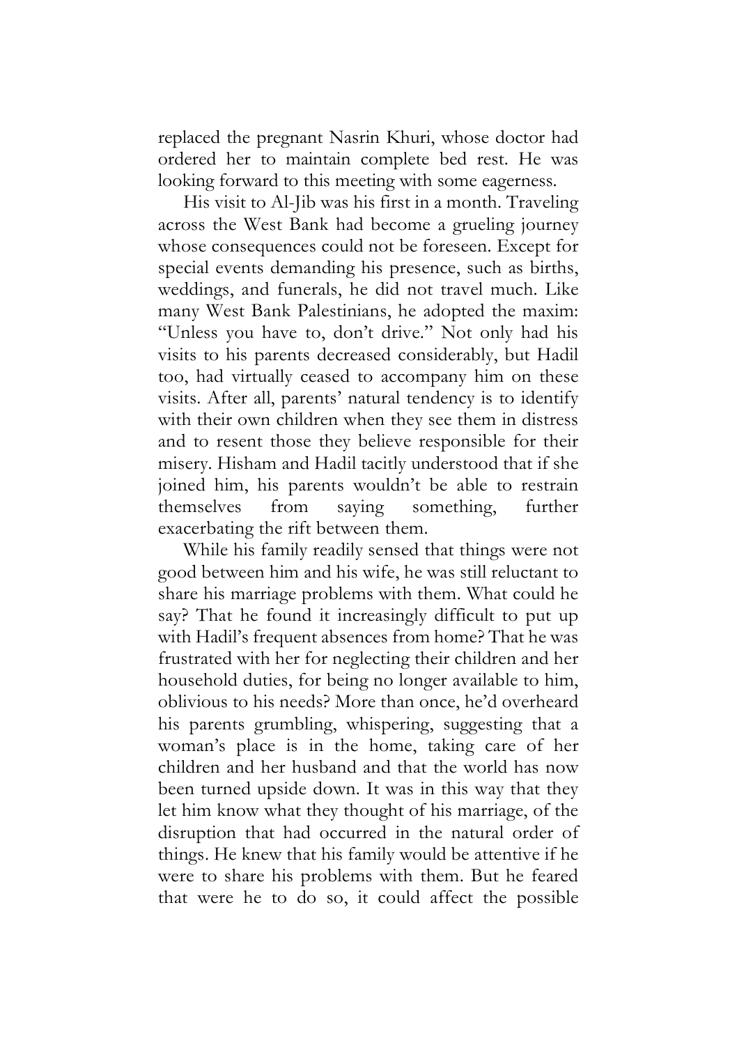replaced the pregnant Nasrin Khuri, whose doctor had ordered her to maintain complete bed rest. He was looking forward to this meeting with some eagerness.

His visit to Al-Jib was his first in a month. Traveling across the West Bank had become a grueling journey whose consequences could not be foreseen. Except for special events demanding his presence, such as births, weddings, and funerals, he did not travel much. Like many West Bank Palestinians, he adopted the maxim: "Unless you have to, don't drive." Not only had his visits to his parents decreased considerably, but Hadil too, had virtually ceased to accompany him on these visits. After all, parents' natural tendency is to identify with their own children when they see them in distress and to resent those they believe responsible for their misery. Hisham and Hadil tacitly understood that if she joined him, his parents wouldn't be able to restrain themselves from saying something, further exacerbating the rift between them.

While his family readily sensed that things were not good between him and his wife, he was still reluctant to share his marriage problems with them. What could he say? That he found it increasingly difficult to put up with Hadil's frequent absences from home? That he was frustrated with her for neglecting their children and her household duties, for being no longer available to him, oblivious to his needs? More than once, he'd overheard his parents grumbling, whispering, suggesting that a woman's place is in the home, taking care of her children and her husband and that the world has now been turned upside down. It was in this way that they let him know what they thought of his marriage, of the disruption that had occurred in the natural order of things. He knew that his family would be attentive if he were to share his problems with them. But he feared that were he to do so, it could affect the possible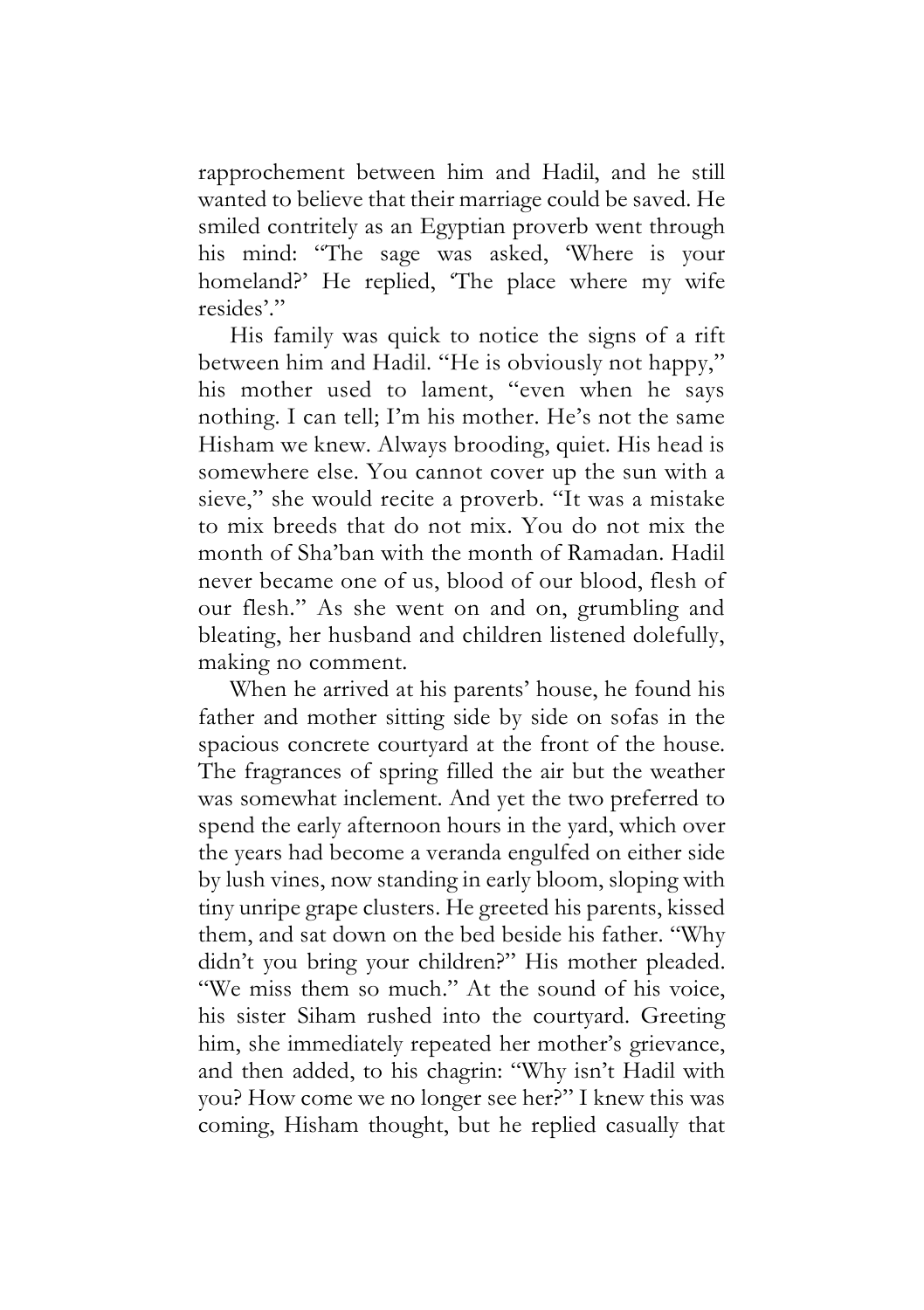rapprochement between him and Hadil, and he still wanted to believe that their marriage could be saved. He smiled contritely as an Egyptian proverb went through his mind: "The sage was asked, 'Where is your homeland?' He replied, 'The place where my wife resides'."

His family was quick to notice the signs of a rift between him and Hadil. "He is obviously not happy," his mother used to lament, "even when he says nothing. I can tell; I'm his mother. He's not the same Hisham we knew. Always brooding, quiet. His head is somewhere else. You cannot cover up the sun with a sieve," she would recite a proverb. "It was a mistake to mix breeds that do not mix. You do not mix the month of Sha'ban with the month of Ramadan. Hadil never became one of us, blood of our blood, flesh of our flesh." As she went on and on, grumbling and bleating, her husband and children listened dolefully, making no comment.

When he arrived at his parents' house, he found his father and mother sitting side by side on sofas in the spacious concrete courtyard at the front of the house. The fragrances of spring filled the air but the weather was somewhat inclement. And yet the two preferred to spend the early afternoon hours in the yard, which over the years had become a veranda engulfed on either side by lush vines, now standing in early bloom, sloping with tiny unripe grape clusters. He greeted his parents, kissed them, and sat down on the bed beside his father. "Why didn't you bring your children?" His mother pleaded. "We miss them so much." At the sound of his voice, his sister Siham rushed into the courtyard. Greeting him, she immediately repeated her mother's grievance, and then added, to his chagrin: "Why isn't Hadil with you? How come we no longer see her?" I knew this was coming, Hisham thought, but he replied casually that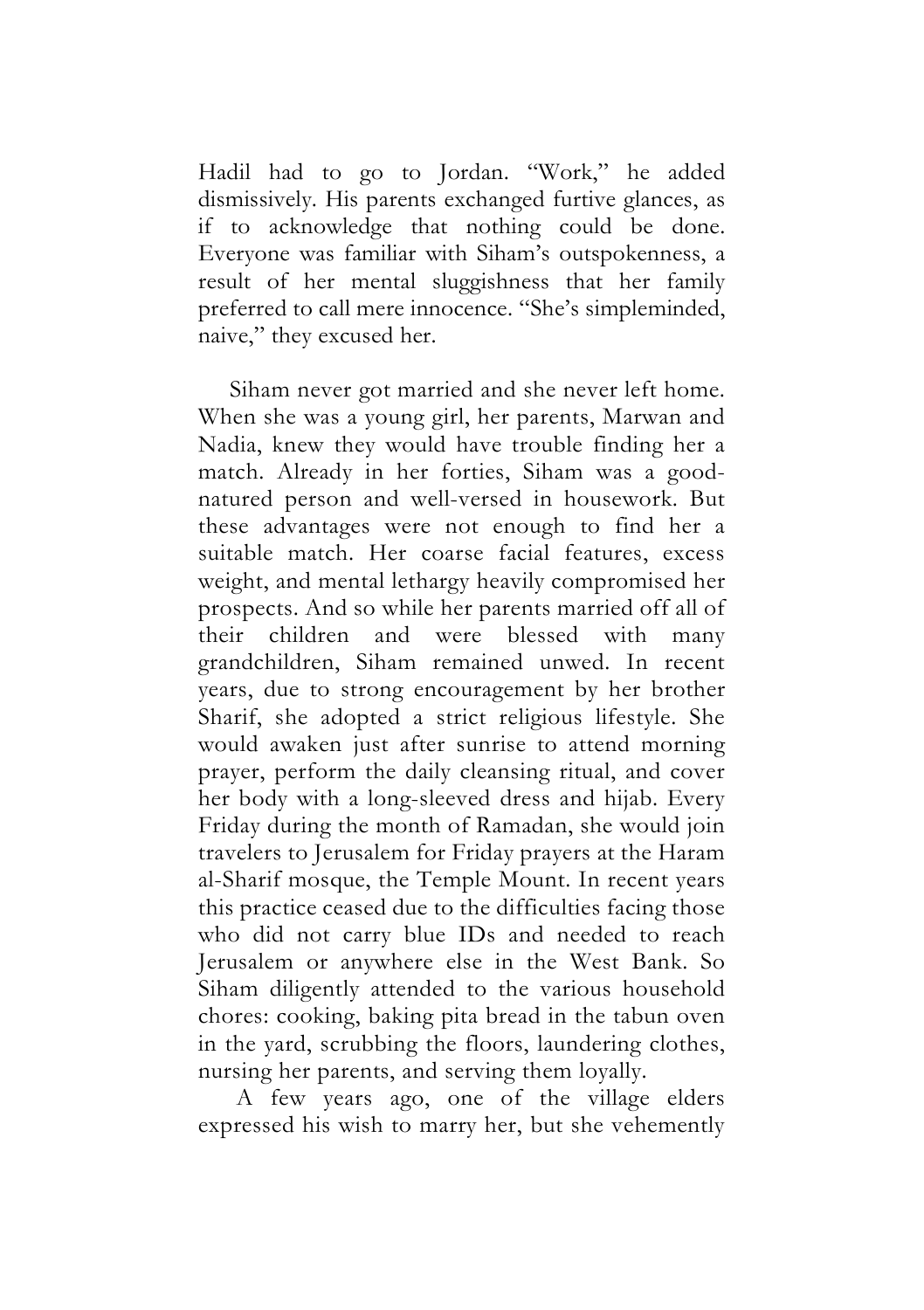Hadil had to go to Jordan. "Work," he added dismissively. His parents exchanged furtive glances, as if to acknowledge that nothing could be done. Everyone was familiar with Siham's outspokenness, a result of her mental sluggishness that her family preferred to call mere innocence. "She's simpleminded, naive," they excused her.

Siham never got married and she never left home. When she was a young girl, her parents, Marwan and Nadia, knew they would have trouble finding her a match. Already in her forties, Siham was a good-natured person and well-versed in housework. But these advantages were not enough to find her a suitable match. Her coarse facial features, excess weight, and mental lethargy heavily compromised her prospects. And so while her parents married off all of their children and were blessed with many grandchildren, Siham remained unwed. In recent years, due to strong encouragement by her brother Sharif, she adopted a strict religious lifestyle. She would awaken just after sunrise to attend morning prayer, perform the daily cleansing ritual, and cover her body with a long-sleeved dress and hijab. Every Friday during the month of Ramadan, she would join travelers to Jerusalem for Friday prayers at the Haram al-Sharif mosque, the Temple Mount. In recent years this practice ceased due to the difficulties facing those who did not carry blue IDs and needed to reach Jerusalem or anywhere else in the West Bank. So Siham diligently attended to the various household chores: cooking, baking pita bread in the tabun oven in the yard, scrubbing the floors, laundering clothes, nursing her parents, and serving them loyally.

A few years ago, one of the village elders expressed his wish to marry her, but she vehemently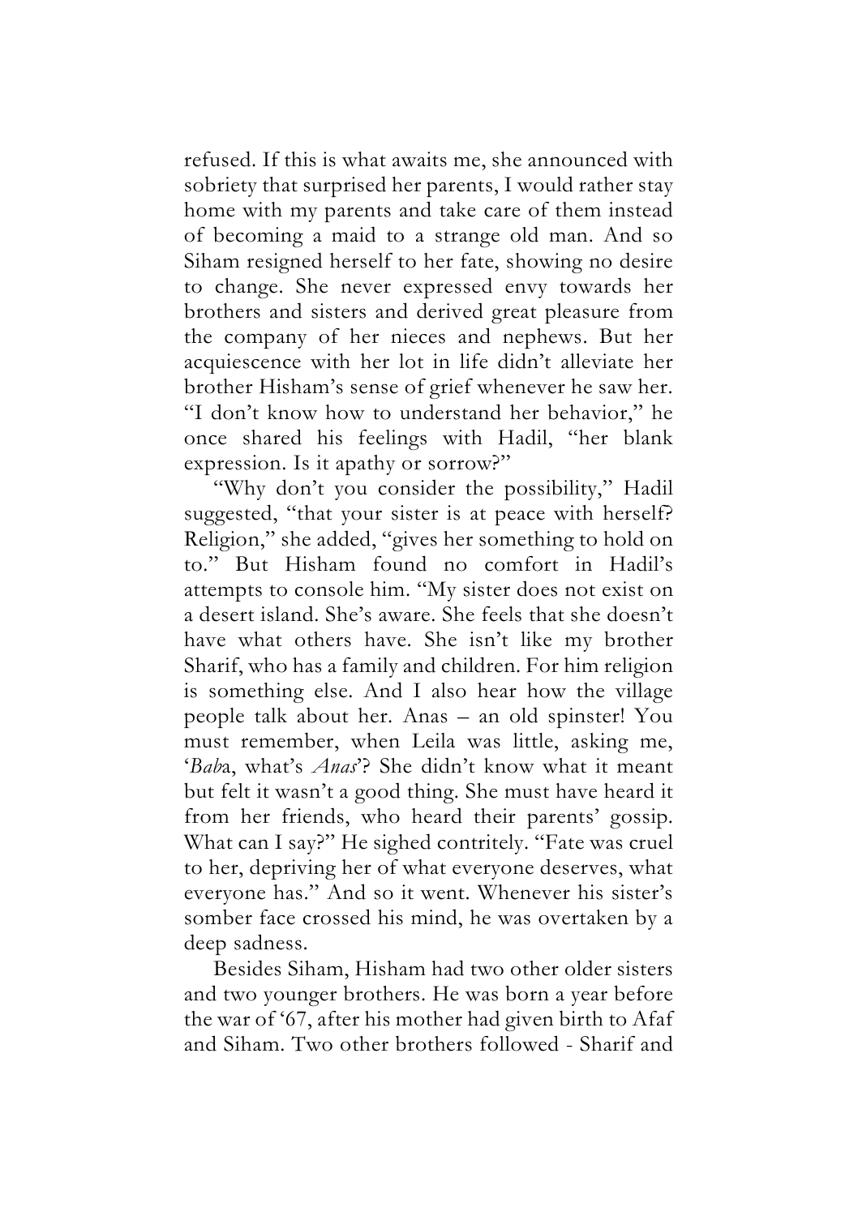refused. If this is what awaits me, she announced with sobriety that surprised her parents, I would rather stay home with my parents and take care of them instead of becoming a maid to a strange old man. And so Siham resigned herself to her fate, showing no desire to change. She never expressed envy towards her brothers and sisters and derived great pleasure from the company of her nieces and nephews. But her acquiescence with her lot in life didn't alleviate her brother Hisham's sense of grief whenever he saw her. "I don't know how to understand her behavior," he once shared his feelings with Hadil, "her blank expression. Is it apathy or sorrow?"

"Why don't you consider the possibility," Hadil suggested, "that your sister is at peace with herself? Religion," she added, "gives her something to hold on to." But Hisham found no comfort in Hadil's attempts to console him. "My sister does not exist on a desert island. She's aware. She feels that she doesn't have what others have. She isn't like my brother Sharif, who has a family and children. For him religion is something else. And I also hear how the village people talk about her. Anas – an old spinster! You must remember, when Leila was little, asking me, '*Bab*a, what's *Anas*'? She didn't know what it meant but felt it wasn't a good thing. She must have heard it from her friends, who heard their parents' gossip. What can I say?" He sighed contritely. "Fate was cruel to her, depriving her of what everyone deserves, what everyone has." And so it went. Whenever his sister's somber face crossed his mind, he was overtaken by a deep sadness.

Besides Siham, Hisham had two other older sisters and two younger brothers. He was born a year before the war of '67, after his mother had given birth to Afaf and Siham. Two other brothers followed - Sharif and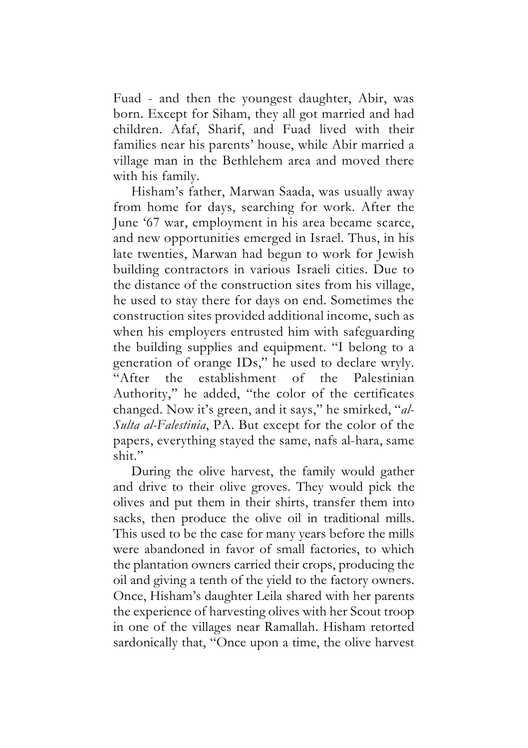Fuad - and then the youngest daughter, Abir, was born. Except for Siham, they all got married and had children. Afaf, Sharif, and Fuad lived with their families near his parents' house, while Abir married a village man in the Bethlehem area and moved there with his family.

Hisham's father, Marwan Saada, was usually away from home for days, searching for work. After the June '67 war, employment in his area became scarce, and new opportunities emerged in Israel. Thus, in his late twenties, Marwan had begun to work for Jewish building contractors in various Israeli cities. Due to the distance of the construction sites from his village, he used to stay there for days on end. Sometimes the construction sites provided additional income, such as when his employers entrusted him with safeguarding the building supplies and equipment. "I belong to a generation of orange IDs," he used to declare wryly. "After the establishment of the Palestinian Authority," he added, "the color of the certificates changed. Now it's green, and it says," he smirked, "*al-Sulta al-Falestinia*, PA. But except for the color of the papers, everything stayed the same, nafs al-hara, same shit."

During the olive harvest, the family would gather and drive to their olive groves. They would pick the olives and put them in their shirts, transfer them into sacks, then produce the olive oil in traditional mills. This used to be the case for many years before the mills were abandoned in favor of small factories, to which the plantation owners carried their crops, producing the oil and giving a tenth of the yield to the factory owners. Once, Hisham's daughter Leila shared with her parents the experience of harvesting olives with her Scout troop in one of the villages near Ramallah. Hisham retorted sardonically that, "Once upon a time, the olive harvest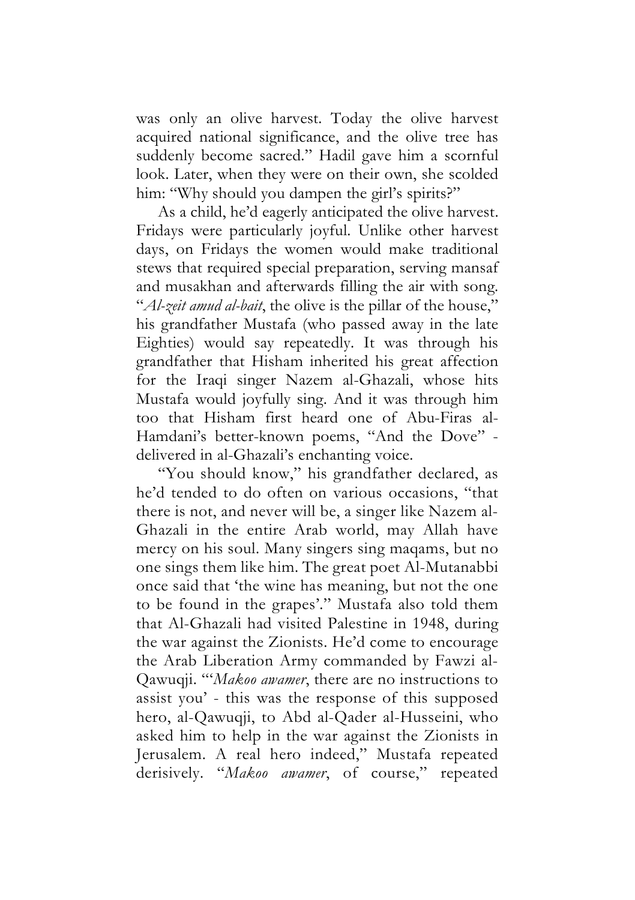was only an olive harvest. Today the olive harvest acquired national significance, and the olive tree has suddenly become sacred." Hadil gave him a scornful look. Later, when they were on their own, she scolded him: "Why should you dampen the girl's spirits?"

As a child, he'd eagerly anticipated the olive harvest. Fridays were particularly joyful. Unlike other harvest days, on Fridays the women would make traditional stews that required special preparation, serving mansaf and musakhan and afterwards filling the air with song. "*Al-zeit amud al-bait*, the olive is the pillar of the house," his grandfather Mustafa (who passed away in the late Eighties) would say repeatedly. It was through his grandfather that Hisham inherited his great affection for the Iraqi singer Nazem al-Ghazali, whose hits Mustafa would joyfully sing. And it was through him too that Hisham first heard one of Abu-Firas al-Hamdani's better-known poems, "And the Dove" - delivered in al-Ghazali's enchanting voice.

"You should know," his grandfather declared, as he'd tended to do often on various occasions, "that there is not, and never will be, a singer like Nazem al-Ghazali in the entire Arab world, may Allah have mercy on his soul. Many singers sing maqams, but no one sings them like him. The great poet Al-Mutanabbi once said that 'the wine has meaning, but not the one to be found in the grapes'." Mustafa also told them that Al-Ghazali had visited Palestine in 1948, during the war against the Zionists. He'd come to encourage the Arab Liberation Army commanded by Fawzi al-Qawuqji. "'*Makoo awamer*, there are no instructions to assist you' - this was the response of this supposed hero, al-Qawuqji, to Abd al-Qader al-Husseini, who asked him to help in the war against the Zionists in Jerusalem. A real hero indeed," Mustafa repeated derisively. "*Makoo awamer*, of course," repeated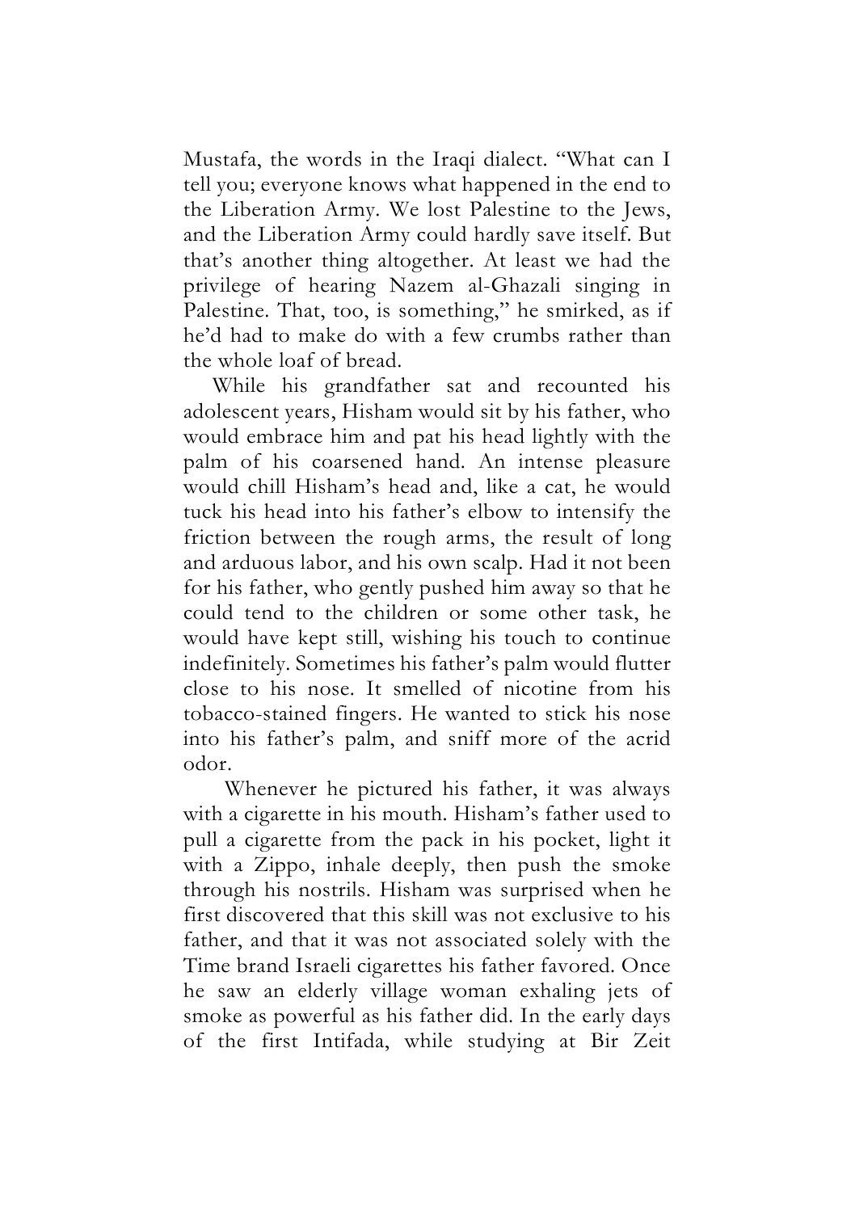Mustafa, the words in the Iraqi dialect. “What can I tell you; everyone knows what happened in the end to the Liberation Army. We lost Palestine to the Jews, and the Liberation Army could hardly save itself. But that’s another thing altogether. At least we had the privilege of hearing Nazem al-Ghazali singing in Palestine. That, too, is something,” he smirked, as if he’d had to make do with a few crumbs rather than the whole loaf of bread.

While his grandfather sat and recounted his adolescent years, Hisham would sit by his father, who would embrace him and pat his head lightly with the palm of his coarsened hand. An intense pleasure would chill Hisham’s head and, like a cat, he would tuck his head into his father’s elbow to intensify the friction between the rough arms, the result of long and arduous labor, and his own scalp. Had it not been for his father, who gently pushed him away so that he could tend to the children or some other task, he would have kept still, wishing his touch to continue indefinitely. Sometimes his father’s palm would flutter close to his nose. It smelled of nicotine from his tobacco-stained fingers. He wanted to stick his nose into his father’s palm, and sniff more of the acrid odor.

Whenever he pictured his father, it was always with a cigarette in his mouth. Hisham’s father used to pull a cigarette from the pack in his pocket, light it with a Zippo, inhale deeply, then push the smoke through his nostrils. Hisham was surprised when he first discovered that this skill was not exclusive to his father, and that it was not associated solely with the Time brand Israeli cigarettes his father favored. Once he saw an elderly village woman exhaling jets of smoke as powerful as his father did. In the early days of the first Intifada, while studying at Bir Zeit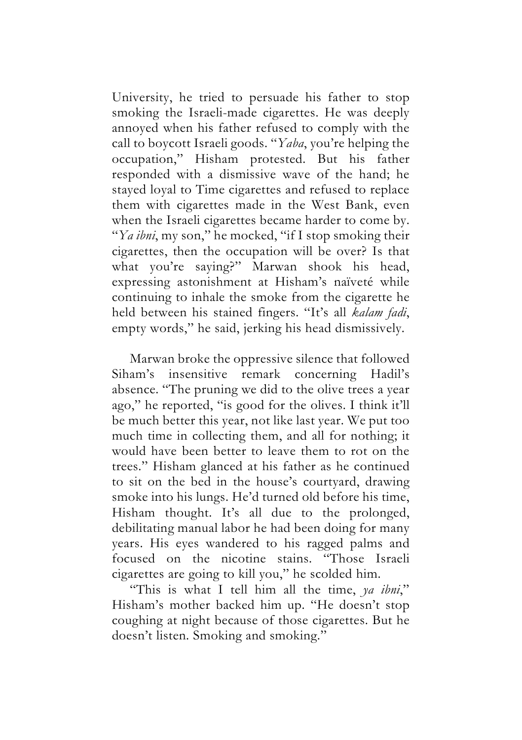University, he tried to persuade his father to stop smoking the Israeli-made cigarettes. He was deeply annoyed when his father refused to comply with the call to boycott Israeli goods. "*Yaba*, you're helping the occupation," Hisham protested. But his father responded with a dismissive wave of the hand; he stayed loyal to Time cigarettes and refused to replace them with cigarettes made in the West Bank, even when the Israeli cigarettes became harder to come by. "*Ya ibni*, my son," he mocked, "if I stop smoking their cigarettes, then the occupation will be over? Is that what you're saying?" Marwan shook his head, expressing astonishment at Hisham's naïveté while continuing to inhale the smoke from the cigarette he held between his stained fingers. "It's all *kalam fadi*, empty words," he said, jerking his head dismissively.

Marwan broke the oppressive silence that followed Siham's insensitive remark concerning Hadil's absence. "The pruning we did to the olive trees a year ago," he reported, "is good for the olives. I think it'll be much better this year, not like last year. We put too much time in collecting them, and all for nothing; it would have been better to leave them to rot on the trees." Hisham glanced at his father as he continued to sit on the bed in the house's courtyard, drawing smoke into his lungs. He'd turned old before his time, Hisham thought. It's all due to the prolonged, debilitating manual labor he had been doing for many years. His eyes wandered to his ragged palms and focused on the nicotine stains. "Those Israeli cigarettes are going to kill you," he scolded him.

"This is what I tell him all the time, *ya ibni*," Hisham's mother backed him up. "He doesn't stop coughing at night because of those cigarettes. But he doesn't listen. Smoking and smoking."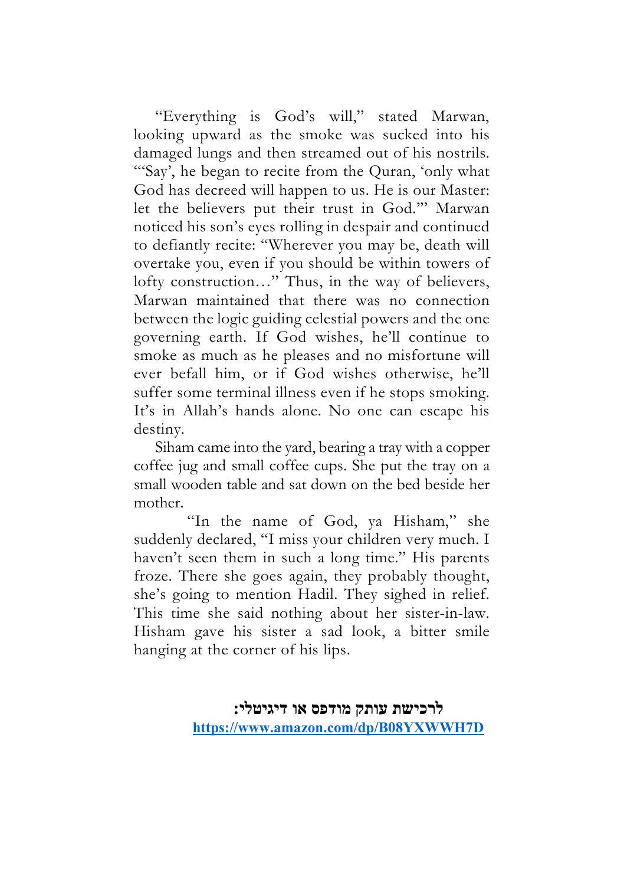"Everything is God's will," stated Marwan, looking upward as the smoke was sucked into his damaged lungs and then streamed out of his nostrils. "'Say', he began to recite from the Quran, 'only what God has decreed will happen to us. He is our Master: let the believers put their trust in God.'" Marwan noticed his son's eyes rolling in despair and continued to defiantly recite: "Wherever you may be, death will overtake you, even if you should be within towers of lofty construction…" Thus, in the way of believers, Marwan maintained that there was no connection between the logic guiding celestial powers and the one governing earth. If God wishes, he'll continue to smoke as much as he pleases and no misfortune will ever befall him, or if God wishes otherwise, he'll suffer some terminal illness even if he stops smoking. It's in Allah's hands alone. No one can escape his destiny.

Siham came into the yard, bearing a tray with a copper coffee jug and small coffee cups. She put the tray on a small wooden table and sat down on the bed beside her mother.

"In the name of God, ya Hisham," she suddenly declared, "I miss your children very much. I haven't seen them in such a long time." His parents froze. There she goes again, they probably thought, she's going to mention Hadil. They sighed in relief. This time she said nothing about her sister-in-law. Hisham gave his sister a sad look, a bitter smile hanging at the corner of his lips.

**לרכישת עותק מודפס או דיגיטלי:**

**https://www.amazon.com/dp/B08YXWWH7D**